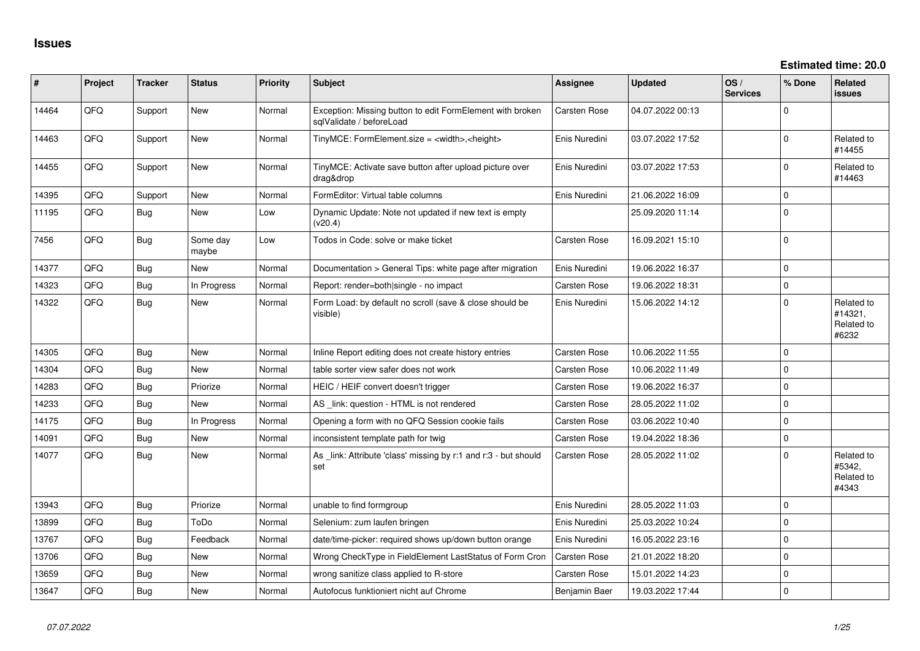# Issues

**Estimated time: 20.0**

| # | Project | Tracker | Status | Priority | Subject | Assignee | Updated | OS / Services | % Done | Related issues |
|---|---|---|---|---|---|---|---|---|---|---|
| 14464 | QFQ | Support | New | Normal | Exception: Missing button to edit FormElement with broken sqlValidate / beforeLoad | Carsten Rose | 04.07.2022 00:13 | | 0 | |
| 14463 | QFQ | Support | New | Normal | TinyMCE: FormElement.size = <width>,<height> | Enis Nuredini | 03.07.2022 17:52 | | 0 | Related to #14455 |
| 14455 | QFQ | Support | New | Normal | TinyMCE: Activate save button after upload picture over drag&drop | Enis Nuredini | 03.07.2022 17:53 | | 0 | Related to #14463 |
| 14395 | QFQ | Support | New | Normal | FormEditor: Virtual table columns | Enis Nuredini | 21.06.2022 16:09 | | 0 | |
| 11195 | QFQ | Bug | New | Low | Dynamic Update: Note not updated if new text is empty (v20.4) | | 25.09.2020 11:14 | | 0 | |
| 7456 | QFQ | Bug | Some day maybe | Low | Todos in Code: solve or make ticket | Carsten Rose | 16.09.2021 15:10 | | 0 | |
| 14377 | QFQ | Bug | New | Normal | Documentation > General Tips: white page after migration | Enis Nuredini | 19.06.2022 16:37 | | 0 | |
| 14323 | QFQ | Bug | In Progress | Normal | Report: render=both\|single - no impact | Carsten Rose | 19.06.2022 18:31 | | 0 | |
| 14322 | QFQ | Bug | New | Normal | Form Load: by default no scroll (save & close should be visible) | Enis Nuredini | 15.06.2022 14:12 | | 0 | Related to #14321, Related to #6232 |
| 14305 | QFQ | Bug | New | Normal | Inline Report editing does not create history entries | Carsten Rose | 10.06.2022 11:55 | | 0 | |
| 14304 | QFQ | Bug | New | Normal | table sorter view safer does not work | Carsten Rose | 10.06.2022 11:49 | | 0 | |
| 14283 | QFQ | Bug | Priorize | Normal | HEIC / HEIF convert doesn't trigger | Carsten Rose | 19.06.2022 16:37 | | 0 | |
| 14233 | QFQ | Bug | New | Normal | AS _link: question - HTML is not rendered | Carsten Rose | 28.05.2022 11:02 | | 0 | |
| 14175 | QFQ | Bug | In Progress | Normal | Opening a form with no QFQ Session cookie fails | Carsten Rose | 03.06.2022 10:40 | | 0 | |
| 14091 | QFQ | Bug | New | Normal | inconsistent template path for twig | Carsten Rose | 19.04.2022 18:36 | | 0 | |
| 14077 | QFQ | Bug | New | Normal | As _link: Attribute 'class' missing by r:1 and r:3 - but should set | Carsten Rose | 28.05.2022 11:02 | | 0 | Related to #5342, Related to #4343 |
| 13943 | QFQ | Bug | Priorize | Normal | unable to find formgroup | Enis Nuredini | 28.05.2022 11:03 | | 0 | |
| 13899 | QFQ | Bug | ToDo | Normal | Selenium: zum laufen bringen | Enis Nuredini | 25.03.2022 10:24 | | 0 | |
| 13767 | QFQ | Bug | Feedback | Normal | date/time-picker: required shows up/down button orange | Enis Nuredini | 16.05.2022 23:16 | | 0 | |
| 13706 | QFQ | Bug | New | Normal | Wrong CheckType in FieldElement LastStatus of Form Cron | Carsten Rose | 21.01.2022 18:20 | | 0 | |
| 13659 | QFQ | Bug | New | Normal | wrong sanitize class applied to R-store | Carsten Rose | 15.01.2022 14:23 | | 0 | |
| 13647 | QFQ | Bug | New | Normal | Autofocus funktioniert nicht auf Chrome | Benjamin Baer | 19.03.2022 17:44 | | 0 | |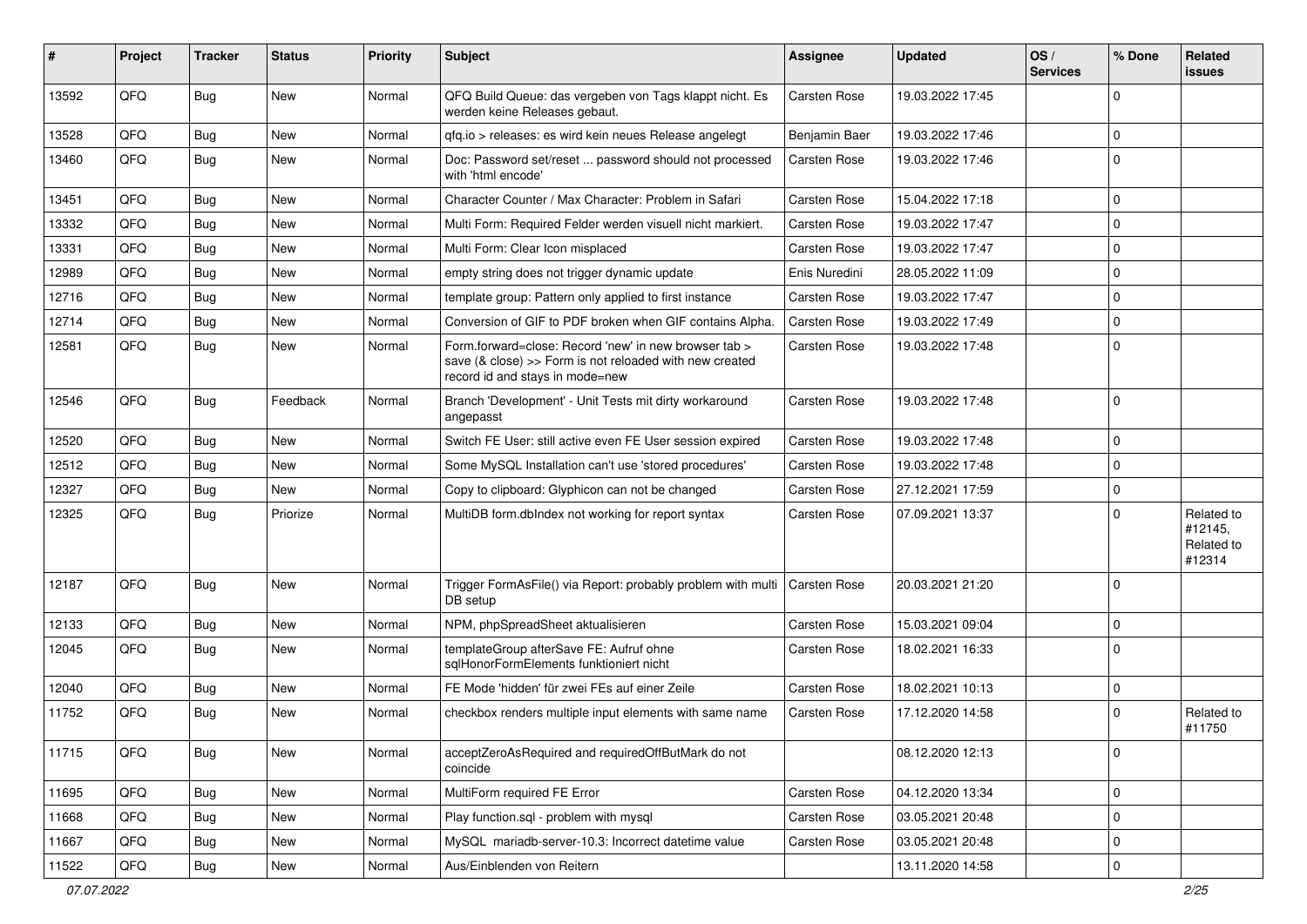| # | Project | Tracker | Status | Priority | Subject | Assignee | Updated | OS / Services | % Done | Related issues |
|---|---|---|---|---|---|---|---|---|---|---|
| 13592 | QFQ | Bug | New | Normal | QFQ Build Queue: das vergeben von Tags klappt nicht. Es werden keine Releases gebaut. | Carsten Rose | 19.03.2022 17:45 | | 0 | |
| 13528 | QFQ | Bug | New | Normal | qfq.io > releases: es wird kein neues Release angelegt | Benjamin Baer | 19.03.2022 17:46 | | 0 | |
| 13460 | QFQ | Bug | New | Normal | Doc: Password set/reset ... password should not processed with 'html encode' | Carsten Rose | 19.03.2022 17:46 | | 0 | |
| 13451 | QFQ | Bug | New | Normal | Character Counter / Max Character: Problem in Safari | Carsten Rose | 15.04.2022 17:18 | | 0 | |
| 13332 | QFQ | Bug | New | Normal | Multi Form: Required Felder werden visuell nicht markiert. | Carsten Rose | 19.03.2022 17:47 | | 0 | |
| 13331 | QFQ | Bug | New | Normal | Multi Form: Clear Icon misplaced | Carsten Rose | 19.03.2022 17:47 | | 0 | |
| 12989 | QFQ | Bug | New | Normal | empty string does not trigger dynamic update | Enis Nuredini | 28.05.2022 11:09 | | 0 | |
| 12716 | QFQ | Bug | New | Normal | template group: Pattern only applied to first instance | Carsten Rose | 19.03.2022 17:47 | | 0 | |
| 12714 | QFQ | Bug | New | Normal | Conversion of GIF to PDF broken when GIF contains Alpha. | Carsten Rose | 19.03.2022 17:49 | | 0 | |
| 12581 | QFQ | Bug | New | Normal | Form.forward=close: Record 'new' in new browser tab > save (& close) >> Form is not reloaded with new created record id and stays in mode=new | Carsten Rose | 19.03.2022 17:48 | | 0 | |
| 12546 | QFQ | Bug | Feedback | Normal | Branch 'Development' - Unit Tests mit dirty workaround angepasst | Carsten Rose | 19.03.2022 17:48 | | 0 | |
| 12520 | QFQ | Bug | New | Normal | Switch FE User: still active even FE User session expired | Carsten Rose | 19.03.2022 17:48 | | 0 | |
| 12512 | QFQ | Bug | New | Normal | Some MySQL Installation can't use 'stored procedures' | Carsten Rose | 19.03.2022 17:48 | | 0 | |
| 12327 | QFQ | Bug | New | Normal | Copy to clipboard: Glyphicon can not be changed | Carsten Rose | 27.12.2021 17:59 | | 0 | |
| 12325 | QFQ | Bug | Priorize | Normal | MultiDB form.dbIndex not working for report syntax | Carsten Rose | 07.09.2021 13:37 | | 0 | Related to #12145, Related to #12314 |
| 12187 | QFQ | Bug | New | Normal | Trigger FormAsFile() via Report: probably problem with multi DB setup | Carsten Rose | 20.03.2021 21:20 | | 0 | |
| 12133 | QFQ | Bug | New | Normal | NPM, phpSpreadSheet aktualisieren | Carsten Rose | 15.03.2021 09:04 | | 0 | |
| 12045 | QFQ | Bug | New | Normal | templateGroup afterSave FE: Aufruf ohne sqlHonorFormElements funktioniert nicht | Carsten Rose | 18.02.2021 16:33 | | 0 | |
| 12040 | QFQ | Bug | New | Normal | FE Mode 'hidden' für zwei FEs auf einer Zeile | Carsten Rose | 18.02.2021 10:13 | | 0 | |
| 11752 | QFQ | Bug | New | Normal | checkbox renders multiple input elements with same name | Carsten Rose | 17.12.2020 14:58 | | 0 | Related to #11750 |
| 11715 | QFQ | Bug | New | Normal | acceptZeroAsRequired and requiredOffButMark do not coincide | | 08.12.2020 12:13 | | 0 | |
| 11695 | QFQ | Bug | New | Normal | MultiForm required FE Error | Carsten Rose | 04.12.2020 13:34 | | 0 | |
| 11668 | QFQ | Bug | New | Normal | Play function.sql - problem with mysql | Carsten Rose | 03.05.2021 20:48 | | 0 | |
| 11667 | QFQ | Bug | New | Normal | MySQL mariadb-server-10.3: Incorrect datetime value | Carsten Rose | 03.05.2021 20:48 | | 0 | |
| 11522 | QFQ | Bug | New | Normal | Aus/Einblenden von Reitern | | 13.11.2020 14:58 | | 0 | |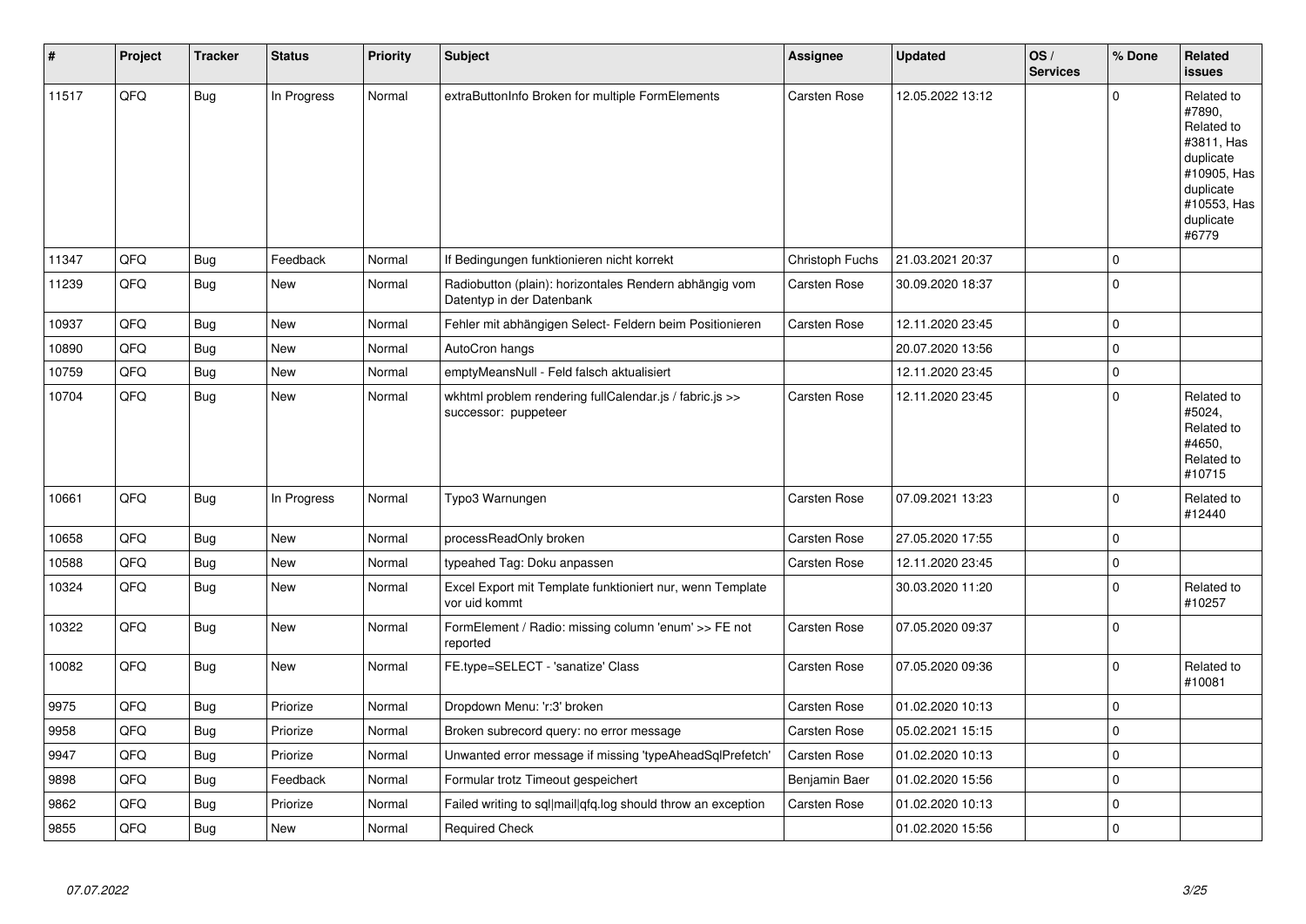| # | Project | Tracker | Status | Priority | Subject | Assignee | Updated | OS / Services | % Done | Related issues |
|---|---|---|---|---|---|---|---|---|---|---|
| 11517 | QFQ | Bug | In Progress | Normal | extraButtonInfo Broken for multiple FormElements | Carsten Rose | 12.05.2022 13:12 | | 0 | Related to #7890, Related to #3811, Has duplicate #10905, Has duplicate #10553, Has duplicate #6779 |
| 11347 | QFQ | Bug | Feedback | Normal | If Bedingungen funktionieren nicht korrekt | Christoph Fuchs | 21.03.2021 20:37 | | 0 | |
| 11239 | QFQ | Bug | New | Normal | Radiobutton (plain): horizontales Rendern abhängig vom Datentyp in der Datenbank | Carsten Rose | 30.09.2020 18:37 | | 0 | |
| 10937 | QFQ | Bug | New | Normal | Fehler mit abhängigen Select- Feldern beim Positionieren | Carsten Rose | 12.11.2020 23:45 | | 0 | |
| 10890 | QFQ | Bug | New | Normal | AutoCron hangs | | 20.07.2020 13:56 | | 0 | |
| 10759 | QFQ | Bug | New | Normal | emptyMeansNull - Feld falsch aktualisiert | | 12.11.2020 23:45 | | 0 | |
| 10704 | QFQ | Bug | New | Normal | wkhtml problem rendering fullCalendar.js / fabric.js >> successor: puppeteer | Carsten Rose | 12.11.2020 23:45 | | 0 | Related to #5024, Related to #4650, Related to #10715 |
| 10661 | QFQ | Bug | In Progress | Normal | Typo3 Warnungen | Carsten Rose | 07.09.2021 13:23 | | 0 | Related to #12440 |
| 10658 | QFQ | Bug | New | Normal | processReadOnly broken | Carsten Rose | 27.05.2020 17:55 | | 0 | |
| 10588 | QFQ | Bug | New | Normal | typeahed Tag: Doku anpassen | Carsten Rose | 12.11.2020 23:45 | | 0 | |
| 10324 | QFQ | Bug | New | Normal | Excel Export mit Template funktioniert nur, wenn Template vor uid kommt | | 30.03.2020 11:20 | | 0 | Related to #10257 |
| 10322 | QFQ | Bug | New | Normal | FormElement / Radio: missing column 'enum' >> FE not reported | Carsten Rose | 07.05.2020 09:37 | | 0 | |
| 10082 | QFQ | Bug | New | Normal | FE.type=SELECT - 'sanatize' Class | Carsten Rose | 07.05.2020 09:36 | | 0 | Related to #10081 |
| 9975 | QFQ | Bug | Priorize | Normal | Dropdown Menu: 'r:3' broken | Carsten Rose | 01.02.2020 10:13 | | 0 | |
| 9958 | QFQ | Bug | Priorize | Normal | Broken subrecord query: no error message | Carsten Rose | 05.02.2021 15:15 | | 0 | |
| 9947 | QFQ | Bug | Priorize | Normal | Unwanted error message if missing 'typeAheadSqlPrefetch' | Carsten Rose | 01.02.2020 10:13 | | 0 | |
| 9898 | QFQ | Bug | Feedback | Normal | Formular trotz Timeout gespeichert | Benjamin Baer | 01.02.2020 15:56 | | 0 | |
| 9862 | QFQ | Bug | Priorize | Normal | Failed writing to sql\|mail\|qfq.log should throw an exception | Carsten Rose | 01.02.2020 10:13 | | 0 | |
| 9855 | QFQ | Bug | New | Normal | Required Check | | 01.02.2020 15:56 | | 0 | |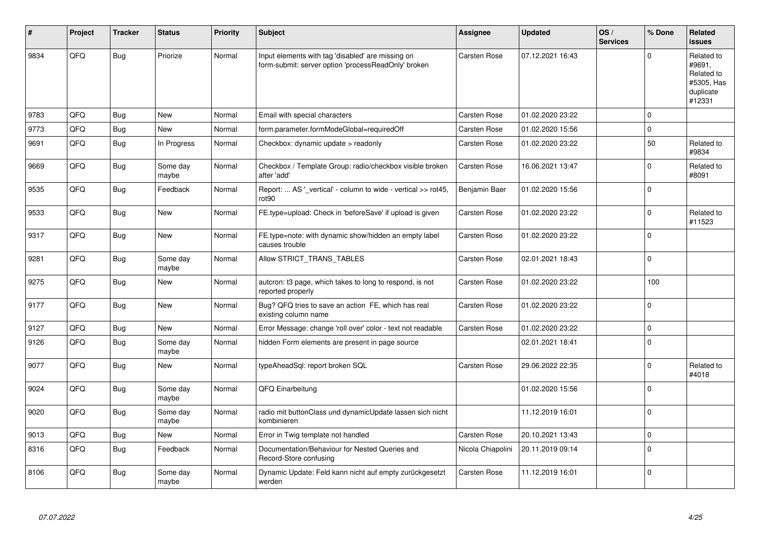| # | Project | Tracker | Status | Priority | Subject | Assignee | Updated | OS / Services | % Done | Related issues |
|---|---|---|---|---|---|---|---|---|---|---|
| 9834 | QFQ | Bug | Priorize | Normal | Input elements with tag 'disabled' are missing on form-submit: server option 'processReadOnly' broken | Carsten Rose | 07.12.2021 16:43 | | 0 | Related to #9691, Related to #5305, Has duplicate #12331 |
| 9783 | QFQ | Bug | New | Normal | Email with special characters | Carsten Rose | 01.02.2020 23:22 | | 0 | |
| 9773 | QFQ | Bug | New | Normal | form.parameter.formModeGlobal=requiredOff | Carsten Rose | 01.02.2020 15:56 | | 0 | |
| 9691 | QFQ | Bug | In Progress | Normal | Checkbox: dynamic update > readonly | Carsten Rose | 01.02.2020 23:22 | | 50 | Related to #9834 |
| 9669 | QFQ | Bug | Some day maybe | Normal | Checkbox / Template Group: radio/checkbox visible broken after 'add' | Carsten Rose | 16.06.2021 13:47 | | 0 | Related to #8091 |
| 9535 | QFQ | Bug | Feedback | Normal | Report: ... AS '_vertical' - column to wide - vertical >> rot45, rot90 | Benjamin Baer | 01.02.2020 15:56 | | 0 | |
| 9533 | QFQ | Bug | New | Normal | FE.type=upload: Check in 'beforeSave' if upload is given | Carsten Rose | 01.02.2020 23:22 | | 0 | Related to #11523 |
| 9317 | QFQ | Bug | New | Normal | FE.type=note: with dynamic show/hidden an empty label causes trouble | Carsten Rose | 01.02.2020 23:22 | | 0 | |
| 9281 | QFQ | Bug | Some day maybe | Normal | Allow STRICT_TRANS_TABLES | Carsten Rose | 02.01.2021 18:43 | | 0 | |
| 9275 | QFQ | Bug | New | Normal | autcron: t3 page, which takes to long to respond, is not reported properly | Carsten Rose | 01.02.2020 23:22 | | 100 | |
| 9177 | QFQ | Bug | New | Normal | Bug? QFQ tries to save an action FE, which has real existing column name | Carsten Rose | 01.02.2020 23:22 | | 0 | |
| 9127 | QFQ | Bug | New | Normal | Error Message: change 'roll over' color - text not readable | Carsten Rose | 01.02.2020 23:22 | | 0 | |
| 9126 | QFQ | Bug | Some day maybe | Normal | hidden Form elements are present in page source | | 02.01.2021 18:41 | | 0 | |
| 9077 | QFQ | Bug | New | Normal | typeAheadSql: report broken SQL | Carsten Rose | 29.06.2022 22:35 | | 0 | Related to #4018 |
| 9024 | QFQ | Bug | Some day maybe | Normal | QFQ Einarbeitung | | 01.02.2020 15:56 | | 0 | |
| 9020 | QFQ | Bug | Some day maybe | Normal | radio mit buttonClass und dynamicUpdate lassen sich nicht kombinieren | | 11.12.2019 16:01 | | 0 | |
| 9013 | QFQ | Bug | New | Normal | Error in Twig template not handled | Carsten Rose | 20.10.2021 13:43 | | 0 | |
| 8316 | QFQ | Bug | Feedback | Normal | Documentation/Behaviour for Nested Queries and Record-Store confusing | Nicola Chiapolini | 20.11.2019 09:14 | | 0 | |
| 8106 | QFQ | Bug | Some day maybe | Normal | Dynamic Update: Feld kann nicht auf empty zurückgesetzt werden | Carsten Rose | 11.12.2019 16:01 | | 0 | |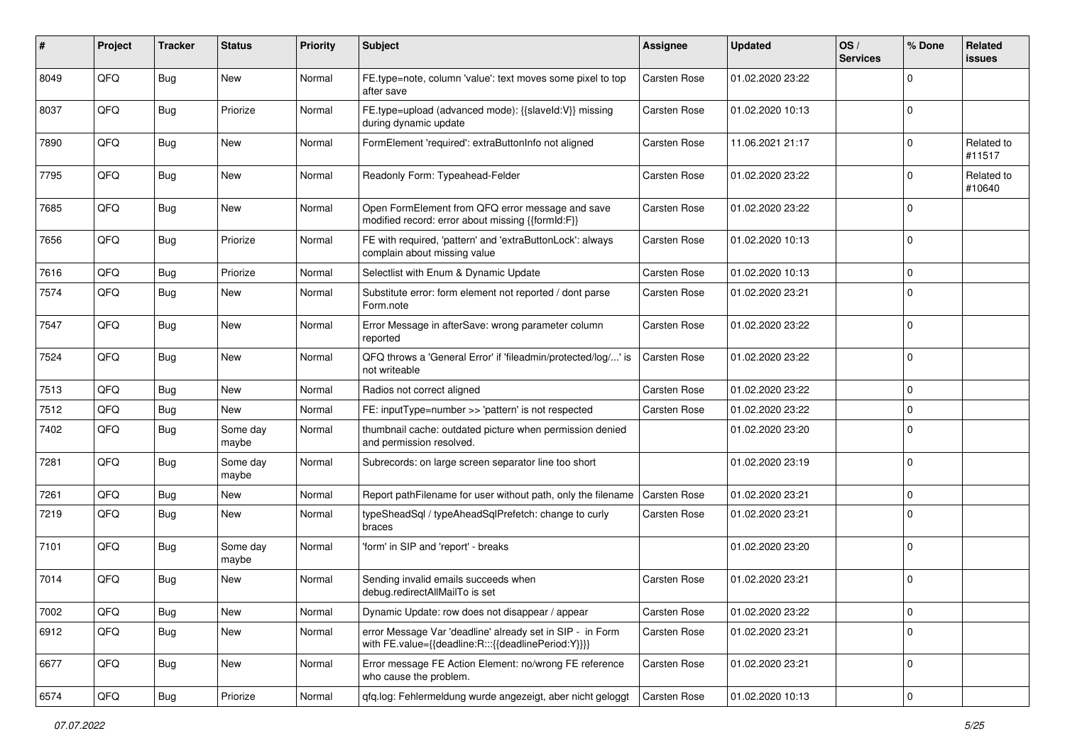| # | Project | Tracker | Status | Priority | Subject | Assignee | Updated | OS / Services | % Done | Related issues |
|---|---|---|---|---|---|---|---|---|---|---|
| 8049 | QFQ | Bug | New | Normal | FE.type=note, column 'value': text moves some pixel to top after save | Carsten Rose | 01.02.2020 23:22 | | 0 | |
| 8037 | QFQ | Bug | Priorize | Normal | FE.type=upload (advanced mode): {{slaveId:V}} missing during dynamic update | Carsten Rose | 01.02.2020 10:13 | | 0 | |
| 7890 | QFQ | Bug | New | Normal | FormElement 'required': extraButtonInfo not aligned | Carsten Rose | 11.06.2021 21:17 | | 0 | Related to #11517 |
| 7795 | QFQ | Bug | New | Normal | Readonly Form: Typeahead-Felder | Carsten Rose | 01.02.2020 23:22 | | 0 | Related to #10640 |
| 7685 | QFQ | Bug | New | Normal | Open FormElement from QFQ error message and save modified record: error about missing {{formId:F}} | Carsten Rose | 01.02.2020 23:22 | | 0 | |
| 7656 | QFQ | Bug | Priorize | Normal | FE with required, 'pattern' and 'extraButtonLock': always complain about missing value | Carsten Rose | 01.02.2020 10:13 | | 0 | |
| 7616 | QFQ | Bug | Priorize | Normal | Selectlist with Enum & Dynamic Update | Carsten Rose | 01.02.2020 10:13 | | 0 | |
| 7574 | QFQ | Bug | New | Normal | Substitute error: form element not reported / dont parse Form.note | Carsten Rose | 01.02.2020 23:21 | | 0 | |
| 7547 | QFQ | Bug | New | Normal | Error Message in afterSave: wrong parameter column reported | Carsten Rose | 01.02.2020 23:22 | | 0 | |
| 7524 | QFQ | Bug | New | Normal | QFQ throws a 'General Error' if 'fileadmin/protected/log/...' is not writeable | Carsten Rose | 01.02.2020 23:22 | | 0 | |
| 7513 | QFQ | Bug | New | Normal | Radios not correct aligned | Carsten Rose | 01.02.2020 23:22 | | 0 | |
| 7512 | QFQ | Bug | New | Normal | FE: inputType=number >> 'pattern' is not respected | Carsten Rose | 01.02.2020 23:22 | | 0 | |
| 7402 | QFQ | Bug | Some day maybe | Normal | thumbnail cache: outdated picture when permission denied and permission resolved. | | 01.02.2020 23:20 | | 0 | |
| 7281 | QFQ | Bug | Some day maybe | Normal | Subrecords: on large screen separator line too short | | 01.02.2020 23:19 | | 0 | |
| 7261 | QFQ | Bug | New | Normal | Report pathFilename for user without path, only the filename | Carsten Rose | 01.02.2020 23:21 | | 0 | |
| 7219 | QFQ | Bug | New | Normal | typeSheadSql / typeAheadSqlPrefetch: change to curly braces | Carsten Rose | 01.02.2020 23:21 | | 0 | |
| 7101 | QFQ | Bug | Some day maybe | Normal | 'form' in SIP and 'report' - breaks | | 01.02.2020 23:20 | | 0 | |
| 7014 | QFQ | Bug | New | Normal | Sending invalid emails succeeds when debug.redirectAllMailTo is set | Carsten Rose | 01.02.2020 23:21 | | 0 | |
| 7002 | QFQ | Bug | New | Normal | Dynamic Update: row does not disappear / appear | Carsten Rose | 01.02.2020 23:22 | | 0 | |
| 6912 | QFQ | Bug | New | Normal | error Message Var 'deadline' already set in SIP - in Form with FE.value={{deadline:R:::{{deadlinePeriod:Y}}}} | Carsten Rose | 01.02.2020 23:21 | | 0 | |
| 6677 | QFQ | Bug | New | Normal | Error message FE Action Element: no/wrong FE reference who cause the problem. | Carsten Rose | 01.02.2020 23:21 | | 0 | |
| 6574 | QFQ | Bug | Priorize | Normal | qfq.log: Fehlermeldung wurde angezeigt, aber nicht geloggt | Carsten Rose | 01.02.2020 10:13 | | 0 | |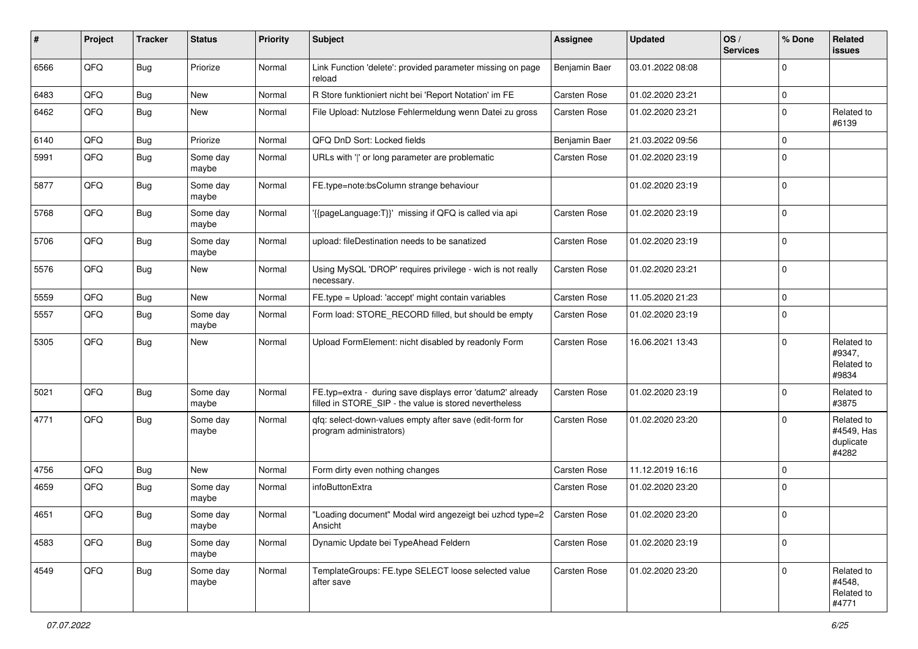| # | Project | Tracker | Status | Priority | Subject | Assignee | Updated | OS / Services | % Done | Related issues |
|---|---|---|---|---|---|---|---|---|---|---|
| 6566 | QFQ | Bug | Priorize | Normal | Link Function 'delete': provided parameter missing on page reload | Benjamin Baer | 03.01.2022 08:08 | | 0 | |
| 6483 | QFQ | Bug | New | Normal | R Store funktioniert nicht bei 'Report Notation' im FE | Carsten Rose | 01.02.2020 23:21 | | 0 | |
| 6462 | QFQ | Bug | New | Normal | File Upload: Nutzlose Fehlermeldung wenn Datei zu gross | Carsten Rose | 01.02.2020 23:21 | | 0 | Related to #6139 |
| 6140 | QFQ | Bug | Priorize | Normal | QFQ DnD Sort: Locked fields | Benjamin Baer | 21.03.2022 09:56 | | 0 | |
| 5991 | QFQ | Bug | Some day maybe | Normal | URLs with '\|' or long parameter are problematic | Carsten Rose | 01.02.2020 23:19 | | 0 | |
| 5877 | QFQ | Bug | Some day maybe | Normal | FE.type=note:bsColumn strange behaviour | | 01.02.2020 23:19 | | 0 | |
| 5768 | QFQ | Bug | Some day maybe | Normal | '{{pageLanguage:T}}' missing if QFQ is called via api | Carsten Rose | 01.02.2020 23:19 | | 0 | |
| 5706 | QFQ | Bug | Some day maybe | Normal | upload: fileDestination needs to be sanatized | Carsten Rose | 01.02.2020 23:19 | | 0 | |
| 5576 | QFQ | Bug | New | Normal | Using MySQL 'DROP' requires privilege - wich is not really necessary. | Carsten Rose | 01.02.2020 23:21 | | 0 | |
| 5559 | QFQ | Bug | New | Normal | FE.type = Upload: 'accept' might contain variables | Carsten Rose | 11.05.2020 21:23 | | 0 | |
| 5557 | QFQ | Bug | Some day maybe | Normal | Form load: STORE_RECORD filled, but should be empty | Carsten Rose | 01.02.2020 23:19 | | 0 | |
| 5305 | QFQ | Bug | New | Normal | Upload FormElement: nicht disabled by readonly Form | Carsten Rose | 16.06.2021 13:43 | | 0 | Related to #9347, Related to #9834 |
| 5021 | QFQ | Bug | Some day maybe | Normal | FE.typ=extra - during save displays error 'datum2' already filled in STORE_SIP - the value is stored nevertheless | Carsten Rose | 01.02.2020 23:19 | | 0 | Related to #3875 |
| 4771 | QFQ | Bug | Some day maybe | Normal | qfq: select-down-values empty after save (edit-form for program administrators) | Carsten Rose | 01.02.2020 23:20 | | 0 | Related to #4549, Has duplicate #4282 |
| 4756 | QFQ | Bug | New | Normal | Form dirty even nothing changes | Carsten Rose | 11.12.2019 16:16 | | 0 | |
| 4659 | QFQ | Bug | Some day maybe | Normal | infoButtonExtra | Carsten Rose | 01.02.2020 23:20 | | 0 | |
| 4651 | QFQ | Bug | Some day maybe | Normal | "Loading document" Modal wird angezeigt bei uzhcd type=2 Ansicht | Carsten Rose | 01.02.2020 23:20 | | 0 | |
| 4583 | QFQ | Bug | Some day maybe | Normal | Dynamic Update bei TypeAhead Feldern | Carsten Rose | 01.02.2020 23:19 | | 0 | |
| 4549 | QFQ | Bug | Some day maybe | Normal | TemplateGroups: FE.type SELECT loose selected value after save | Carsten Rose | 01.02.2020 23:20 | | 0 | Related to #4548, Related to #4771 |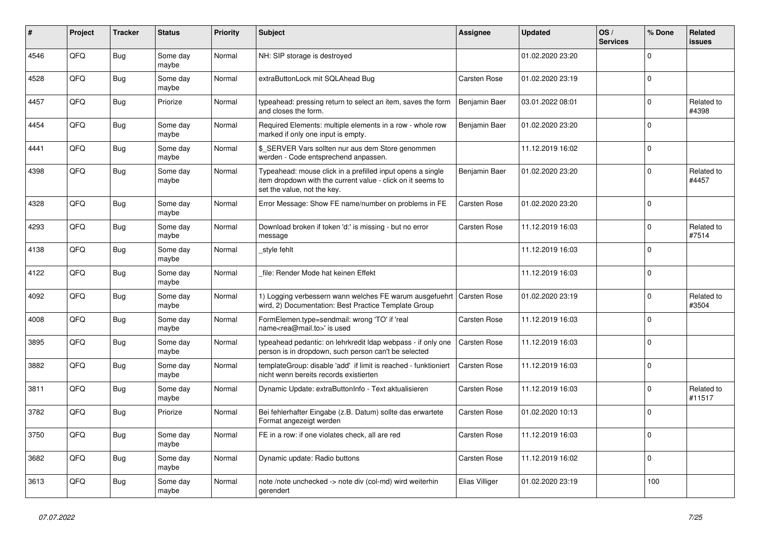| # | Project | Tracker | Status | Priority | Subject | Assignee | Updated | OS / Services | % Done | Related issues |
|---|---|---|---|---|---|---|---|---|---|---|
| 4546 | QFQ | Bug | Some day maybe | Normal | NH: SIP storage is destroyed | | 01.02.2020 23:20 | | 0 | |
| 4528 | QFQ | Bug | Some day maybe | Normal | extraButtonLock mit SQLAhead Bug | Carsten Rose | 01.02.2020 23:19 | | 0 | |
| 4457 | QFQ | Bug | Priorize | Normal | typeahead: pressing return to select an item, saves the form and closes the form. | Benjamin Baer | 03.01.2022 08:01 | | 0 | Related to #4398 |
| 4454 | QFQ | Bug | Some day maybe | Normal | Required Elements: multiple elements in a row - whole row marked if only one input is empty. | Benjamin Baer | 01.02.2020 23:20 | | 0 | |
| 4441 | QFQ | Bug | Some day maybe | Normal | $_SERVER Vars sollten nur aus dem Store genommen werden - Code entsprechend anpassen. | | 11.12.2019 16:02 | | 0 | |
| 4398 | QFQ | Bug | Some day maybe | Normal | Typeahead: mouse click in a prefilled input opens a single item dropdown with the current value - click on it seems to set the value, not the key. | Benjamin Baer | 01.02.2020 23:20 | | 0 | Related to #4457 |
| 4328 | QFQ | Bug | Some day maybe | Normal | Error Message: Show FE name/number on problems in FE | Carsten Rose | 01.02.2020 23:20 | | 0 | |
| 4293 | QFQ | Bug | Some day maybe | Normal | Download broken if token 'd:' is missing - but no error message | Carsten Rose | 11.12.2019 16:03 | | 0 | Related to #7514 |
| 4138 | QFQ | Bug | Some day maybe | Normal | _style fehlt | | 11.12.2019 16:03 | | 0 | |
| 4122 | QFQ | Bug | Some day maybe | Normal | _file: Render Mode hat keinen Effekt | | 11.12.2019 16:03 | | 0 | |
| 4092 | QFQ | Bug | Some day maybe | Normal | 1) Logging verbessern wann welches FE warum ausgefuehrt wird, 2) Documentation: Best Practice Template Group | Carsten Rose | 01.02.2020 23:19 | | 0 | Related to #3504 |
| 4008 | QFQ | Bug | Some day maybe | Normal | FormElemen.type=sendmail: wrong 'TO' if 'real name<rea@mail.to>' is used | Carsten Rose | 11.12.2019 16:03 | | 0 | |
| 3895 | QFQ | Bug | Some day maybe | Normal | typeahead pedantic: on lehrkredit ldap webpass - if only one person is in dropdown, such person can't be selected | Carsten Rose | 11.12.2019 16:03 | | 0 | |
| 3882 | QFQ | Bug | Some day maybe | Normal | templateGroup: disable 'add' if limit is reached - funktioniert nicht wenn bereits records existierten | Carsten Rose | 11.12.2019 16:03 | | 0 | |
| 3811 | QFQ | Bug | Some day maybe | Normal | Dynamic Update: extraButtonInfo - Text aktualisieren | Carsten Rose | 11.12.2019 16:03 | | 0 | Related to #11517 |
| 3782 | QFQ | Bug | Priorize | Normal | Bei fehlerhafter Eingabe (z.B. Datum) sollte das erwartete Format angezeigt werden | Carsten Rose | 01.02.2020 10:13 | | 0 | |
| 3750 | QFQ | Bug | Some day maybe | Normal | FE in a row: if one violates check, all are red | Carsten Rose | 11.12.2019 16:03 | | 0 | |
| 3682 | QFQ | Bug | Some day maybe | Normal | Dynamic update: Radio buttons | Carsten Rose | 11.12.2019 16:02 | | 0 | |
| 3613 | QFQ | Bug | Some day maybe | Normal | note /note unchecked -> note div (col-md) wird weiterhin gerendert | Elias Villiger | 01.02.2020 23:19 | | 100 | |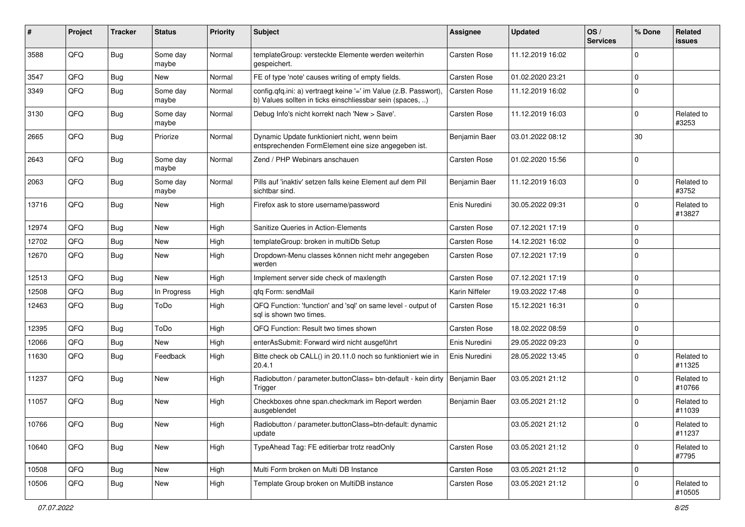| # | Project | Tracker | Status | Priority | Subject | Assignee | Updated | OS / Services | % Done | Related issues |
|---|---|---|---|---|---|---|---|---|---|---|
| 3588 | QFQ | Bug | Some day maybe | Normal | templateGroup: versteckte Elemente werden weiterhin gespeichert. | Carsten Rose | 11.12.2019 16:02 | | 0 | |
| 3547 | QFQ | Bug | New | Normal | FE of type 'note' causes writing of empty fields. | Carsten Rose | 01.02.2020 23:21 | | 0 | |
| 3349 | QFQ | Bug | Some day maybe | Normal | config.qfq.ini: a) vertraegt keine '=' im Value (z.B. Passwort), b) Values sollten in ticks einschliessbar sein (spaces, ..) | Carsten Rose | 11.12.2019 16:02 | | 0 | |
| 3130 | QFQ | Bug | Some day maybe | Normal | Debug Info's nicht korrekt nach 'New > Save'. | Carsten Rose | 11.12.2019 16:03 | | 0 | Related to #3253 |
| 2665 | QFQ | Bug | Priorize | Normal | Dynamic Update funktioniert nicht, wenn beim entsprechenden FormElement eine size angegeben ist. | Benjamin Baer | 03.01.2022 08:12 | | 30 | |
| 2643 | QFQ | Bug | Some day maybe | Normal | Zend / PHP Webinars anschauen | Carsten Rose | 01.02.2020 15:56 | | 0 | |
| 2063 | QFQ | Bug | Some day maybe | Normal | Pills auf 'inaktiv' setzen falls keine Element auf dem Pill sichtbar sind. | Benjamin Baer | 11.12.2019 16:03 | | 0 | Related to #3752 |
| 13716 | QFQ | Bug | New | High | Firefox ask to store username/password | Enis Nuredini | 30.05.2022 09:31 | | 0 | Related to #13827 |
| 12974 | QFQ | Bug | New | High | Sanitize Queries in Action-Elements | Carsten Rose | 07.12.2021 17:19 | | 0 | |
| 12702 | QFQ | Bug | New | High | templateGroup: broken in multiDb Setup | Carsten Rose | 14.12.2021 16:02 | | 0 | |
| 12670 | QFQ | Bug | New | High | Dropdown-Menu classes können nicht mehr angegeben werden | Carsten Rose | 07.12.2021 17:19 | | 0 | |
| 12513 | QFQ | Bug | New | High | Implement server side check of maxlength | Carsten Rose | 07.12.2021 17:19 | | 0 | |
| 12508 | QFQ | Bug | In Progress | High | qfq Form: sendMail | Karin Niffeler | 19.03.2022 17:48 | | 0 | |
| 12463 | QFQ | Bug | ToDo | High | QFQ Function: 'function' and 'sql' on same level - output of sql is shown two times. | Carsten Rose | 15.12.2021 16:31 | | 0 | |
| 12395 | QFQ | Bug | ToDo | High | QFQ Function: Result two times shown | Carsten Rose | 18.02.2022 08:59 | | 0 | |
| 12066 | QFQ | Bug | New | High | enterAsSubmit: Forward wird nicht ausgeführt | Enis Nuredini | 29.05.2022 09:23 | | 0 | |
| 11630 | QFQ | Bug | Feedback | High | Bitte check ob CALL() in 20.11.0 noch so funktioniert wie in 20.4.1 | Enis Nuredini | 28.05.2022 13:45 | | 0 | Related to #11325 |
| 11237 | QFQ | Bug | New | High | Radiobutton / parameter.buttonClass= btn-default - kein dirty Trigger | Benjamin Baer | 03.05.2021 21:12 | | 0 | Related to #10766 |
| 11057 | QFQ | Bug | New | High | Checkboxes ohne span.checkmark im Report werden ausgeblendet | Benjamin Baer | 03.05.2021 21:12 | | 0 | Related to #11039 |
| 10766 | QFQ | Bug | New | High | Radiobutton / parameter.buttonClass=btn-default: dynamic update | | 03.05.2021 21:12 | | 0 | Related to #11237 |
| 10640 | QFQ | Bug | New | High | TypeAhead Tag: FE editierbar trotz readOnly | Carsten Rose | 03.05.2021 21:12 | | 0 | Related to #7795 |
| 10508 | QFQ | Bug | New | High | Multi Form broken on Multi DB Instance | Carsten Rose | 03.05.2021 21:12 | | 0 | |
| 10506 | QFQ | Bug | New | High | Template Group broken on MultiDB instance | Carsten Rose | 03.05.2021 21:12 | | 0 | Related to #10505 |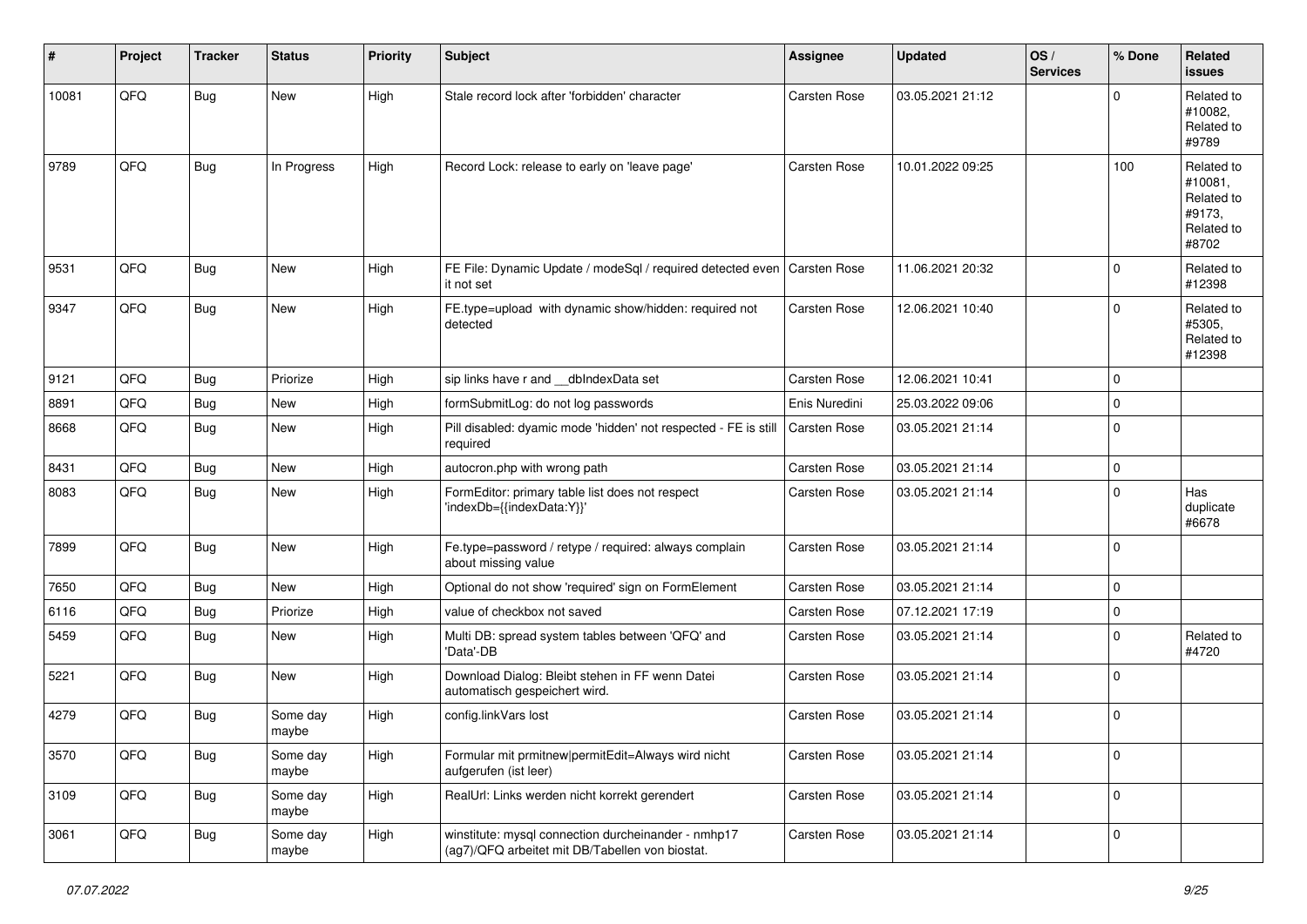| # | Project | Tracker | Status | Priority | Subject | Assignee | Updated | OS / Services | % Done | Related issues |
|---|---|---|---|---|---|---|---|---|---|---|
| 10081 | QFQ | Bug | New | High | Stale record lock after 'forbidden' character | Carsten Rose | 03.05.2021 21:12 | | 0 | Related to #10082, Related to #9789 |
| 9789 | QFQ | Bug | In Progress | High | Record Lock: release to early on 'leave page' | Carsten Rose | 10.01.2022 09:25 | | 100 | Related to #10081, Related to #9173, Related to #8702 |
| 9531 | QFQ | Bug | New | High | FE File: Dynamic Update / modeSql / required detected even it not set | Carsten Rose | 11.06.2021 20:32 | | 0 | Related to #12398 |
| 9347 | QFQ | Bug | New | High | FE.type=upload with dynamic show/hidden: required not detected | Carsten Rose | 12.06.2021 10:40 | | 0 | Related to #5305, Related to #12398 |
| 9121 | QFQ | Bug | Priorize | High | sip links have r and __dbIndexData set | Carsten Rose | 12.06.2021 10:41 | | 0 | |
| 8891 | QFQ | Bug | New | High | formSubmitLog: do not log passwords | Enis Nuredini | 25.03.2022 09:06 | | 0 | |
| 8668 | QFQ | Bug | New | High | Pill disabled: dyamic mode 'hidden' not respected - FE is still required | Carsten Rose | 03.05.2021 21:14 | | 0 | |
| 8431 | QFQ | Bug | New | High | autocron.php with wrong path | Carsten Rose | 03.05.2021 21:14 | | 0 | |
| 8083 | QFQ | Bug | New | High | FormEditor: primary table list does not respect 'indexDb={{indexData:Y}}' | Carsten Rose | 03.05.2021 21:14 | | 0 | Has duplicate #6678 |
| 7899 | QFQ | Bug | New | High | Fe.type=password / retype / required: always complain about missing value | Carsten Rose | 03.05.2021 21:14 | | 0 | |
| 7650 | QFQ | Bug | New | High | Optional do not show 'required' sign on FormElement | Carsten Rose | 03.05.2021 21:14 | | 0 | |
| 6116 | QFQ | Bug | Priorize | High | value of checkbox not saved | Carsten Rose | 07.12.2021 17:19 | | 0 | |
| 5459 | QFQ | Bug | New | High | Multi DB: spread system tables between 'QFQ' and 'Data'-DB | Carsten Rose | 03.05.2021 21:14 | | 0 | Related to #4720 |
| 5221 | QFQ | Bug | New | High | Download Dialog: Bleibt stehen in FF wenn Datei automatisch gespeichert wird. | Carsten Rose | 03.05.2021 21:14 | | 0 | |
| 4279 | QFQ | Bug | Some day maybe | High | config.linkVars lost | Carsten Rose | 03.05.2021 21:14 | | 0 | |
| 3570 | QFQ | Bug | Some day maybe | High | Formular mit prmitnew\|permitEdit=Always wird nicht aufgerufen (ist leer) | Carsten Rose | 03.05.2021 21:14 | | 0 | |
| 3109 | QFQ | Bug | Some day maybe | High | RealUrl: Links werden nicht korrekt gerendert | Carsten Rose | 03.05.2021 21:14 | | 0 | |
| 3061 | QFQ | Bug | Some day maybe | High | winstitute: mysql connection durcheinander - nmhp17 (ag7)/QFQ arbeitet mit DB/Tabellen von biostat. | Carsten Rose | 03.05.2021 21:14 | | 0 | |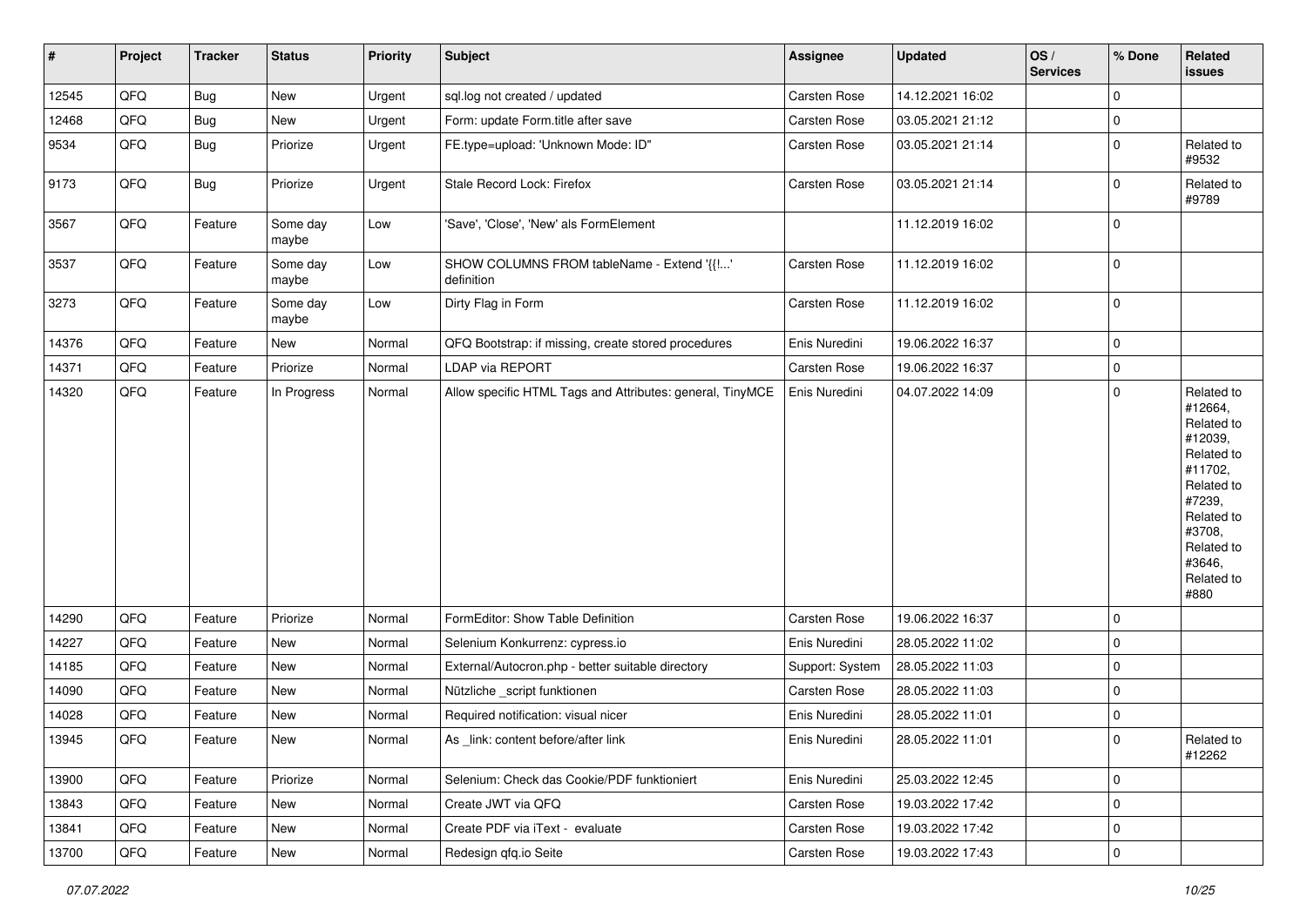| # | Project | Tracker | Status | Priority | Subject | Assignee | Updated | OS / Services | % Done | Related issues |
|---|---|---|---|---|---|---|---|---|---|---|
| 12545 | QFQ | Bug | New | Urgent | sql.log not created / updated | Carsten Rose | 14.12.2021 16:02 | | 0 | |
| 12468 | QFQ | Bug | New | Urgent | Form: update Form.title after save | Carsten Rose | 03.05.2021 21:12 | | 0 | |
| 9534 | QFQ | Bug | Priorize | Urgent | FE.type=upload: 'Unknown Mode: ID" | Carsten Rose | 03.05.2021 21:14 | | 0 | Related to #9532 |
| 9173 | QFQ | Bug | Priorize | Urgent | Stale Record Lock: Firefox | Carsten Rose | 03.05.2021 21:14 | | 0 | Related to #9789 |
| 3567 | QFQ | Feature | Some day maybe | Low | 'Save', 'Close', 'New' als FormElement | | 11.12.2019 16:02 | | 0 | |
| 3537 | QFQ | Feature | Some day maybe | Low | SHOW COLUMNS FROM tableName - Extend '{{!...' definition | Carsten Rose | 11.12.2019 16:02 | | 0 | |
| 3273 | QFQ | Feature | Some day maybe | Low | Dirty Flag in Form | Carsten Rose | 11.12.2019 16:02 | | 0 | |
| 14376 | QFQ | Feature | New | Normal | QFQ Bootstrap: if missing, create stored procedures | Enis Nuredini | 19.06.2022 16:37 | | 0 | |
| 14371 | QFQ | Feature | Priorize | Normal | LDAP via REPORT | Carsten Rose | 19.06.2022 16:37 | | 0 | |
| 14320 | QFQ | Feature | In Progress | Normal | Allow specific HTML Tags and Attributes: general, TinyMCE | Enis Nuredini | 04.07.2022 14:09 | | 0 | Related to #12664, Related to #12039, Related to #11702, Related to #7239, Related to #3708, Related to #3646, Related to #880 |
| 14290 | QFQ | Feature | Priorize | Normal | FormEditor: Show Table Definition | Carsten Rose | 19.06.2022 16:37 | | 0 | |
| 14227 | QFQ | Feature | New | Normal | Selenium Konkurrenz: cypress.io | Enis Nuredini | 28.05.2022 11:02 | | 0 | |
| 14185 | QFQ | Feature | New | Normal | External/Autocron.php - better suitable directory | Support: System | 28.05.2022 11:03 | | 0 | |
| 14090 | QFQ | Feature | New | Normal | Nützliche _script funktionen | Carsten Rose | 28.05.2022 11:03 | | 0 | |
| 14028 | QFQ | Feature | New | Normal | Required notification: visual nicer | Enis Nuredini | 28.05.2022 11:01 | | 0 | |
| 13945 | QFQ | Feature | New | Normal | As _link: content before/after link | Enis Nuredini | 28.05.2022 11:01 | | 0 | Related to #12262 |
| 13900 | QFQ | Feature | Priorize | Normal | Selenium: Check das Cookie/PDF funktioniert | Enis Nuredini | 25.03.2022 12:45 | | 0 | |
| 13843 | QFQ | Feature | New | Normal | Create JWT via QFQ | Carsten Rose | 19.03.2022 17:42 | | 0 | |
| 13841 | QFQ | Feature | New | Normal | Create PDF via iText - evaluate | Carsten Rose | 19.03.2022 17:42 | | 0 | |
| 13700 | QFQ | Feature | New | Normal | Redesign qfq.io Seite | Carsten Rose | 19.03.2022 17:43 | | 0 | |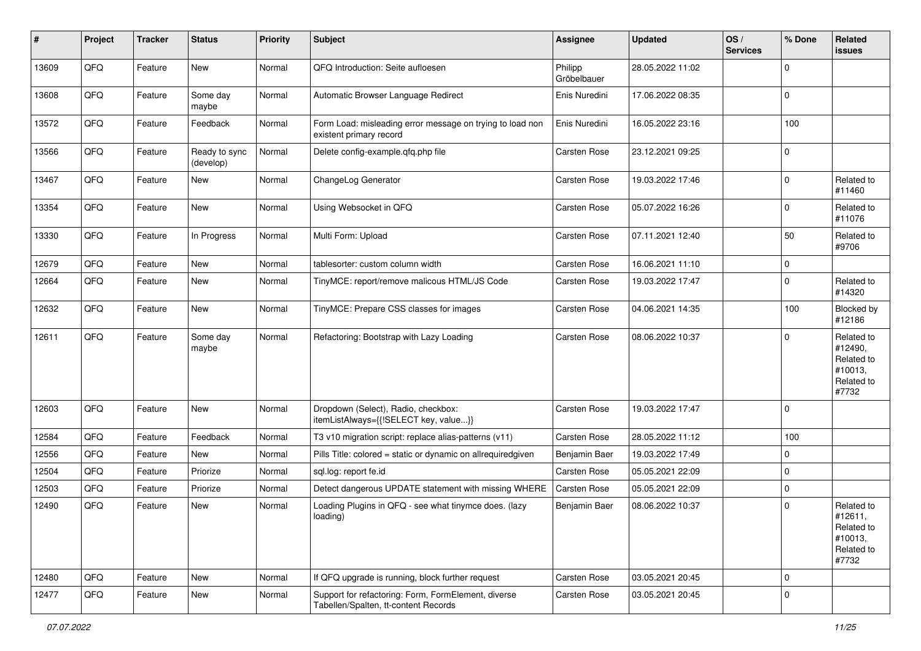| # | Project | Tracker | Status | Priority | Subject | Assignee | Updated | OS / Services | % Done | Related issues |
|---|---|---|---|---|---|---|---|---|---|---|
| 13609 | QFQ | Feature | New | Normal | QFQ Introduction: Seite aufloesen | Philipp Gröbelbauer | 28.05.2022 11:02 | | 0 | |
| 13608 | QFQ | Feature | Some day maybe | Normal | Automatic Browser Language Redirect | Enis Nuredini | 17.06.2022 08:35 | | 0 | |
| 13572 | QFQ | Feature | Feedback | Normal | Form Load: misleading error message on trying to load non existent primary record | Enis Nuredini | 16.05.2022 23:16 | | 100 | |
| 13566 | QFQ | Feature | Ready to sync (develop) | Normal | Delete config-example.qfq.php file | Carsten Rose | 23.12.2021 09:25 | | 0 | |
| 13467 | QFQ | Feature | New | Normal | ChangeLog Generator | Carsten Rose | 19.03.2022 17:46 | | 0 | Related to #11460 |
| 13354 | QFQ | Feature | New | Normal | Using Websocket in QFQ | Carsten Rose | 05.07.2022 16:26 | | 0 | Related to #11076 |
| 13330 | QFQ | Feature | In Progress | Normal | Multi Form: Upload | Carsten Rose | 07.11.2021 12:40 | | 50 | Related to #9706 |
| 12679 | QFQ | Feature | New | Normal | tablesorter: custom column width | Carsten Rose | 16.06.2021 11:10 | | 0 | |
| 12664 | QFQ | Feature | New | Normal | TinyMCE: report/remove malicous HTML/JS Code | Carsten Rose | 19.03.2022 17:47 | | 0 | Related to #14320 |
| 12632 | QFQ | Feature | New | Normal | TinyMCE: Prepare CSS classes for images | Carsten Rose | 04.06.2021 14:35 | | 100 | Blocked by #12186 |
| 12611 | QFQ | Feature | Some day maybe | Normal | Refactoring: Bootstrap with Lazy Loading | Carsten Rose | 08.06.2022 10:37 | | 0 | Related to #12490, Related to #10013, Related to #7732 |
| 12603 | QFQ | Feature | New | Normal | Dropdown (Select), Radio, checkbox: itemListAlways={{!SELECT key, value...}} | Carsten Rose | 19.03.2022 17:47 | | 0 | |
| 12584 | QFQ | Feature | Feedback | Normal | T3 v10 migration script: replace alias-patterns (v11) | Carsten Rose | 28.05.2022 11:12 | | 100 | |
| 12556 | QFQ | Feature | New | Normal | Pills Title: colored = static or dynamic on allrequiredgiven | Benjamin Baer | 19.03.2022 17:49 | | 0 | |
| 12504 | QFQ | Feature | Priorize | Normal | sql.log: report fe.id | Carsten Rose | 05.05.2021 22:09 | | 0 | |
| 12503 | QFQ | Feature | Priorize | Normal | Detect dangerous UPDATE statement with missing WHERE | Carsten Rose | 05.05.2021 22:09 | | 0 | |
| 12490 | QFQ | Feature | New | Normal | Loading Plugins in QFQ - see what tinymce does. (lazy loading) | Benjamin Baer | 08.06.2022 10:37 | | 0 | Related to #12611, Related to #10013, Related to #7732 |
| 12480 | QFQ | Feature | New | Normal | If QFQ upgrade is running, block further request | Carsten Rose | 03.05.2021 20:45 | | 0 | |
| 12477 | QFQ | Feature | New | Normal | Support for refactoring: Form, FormElement, diverse Tabellen/Spalten, tt-content Records | Carsten Rose | 03.05.2021 20:45 | | 0 | |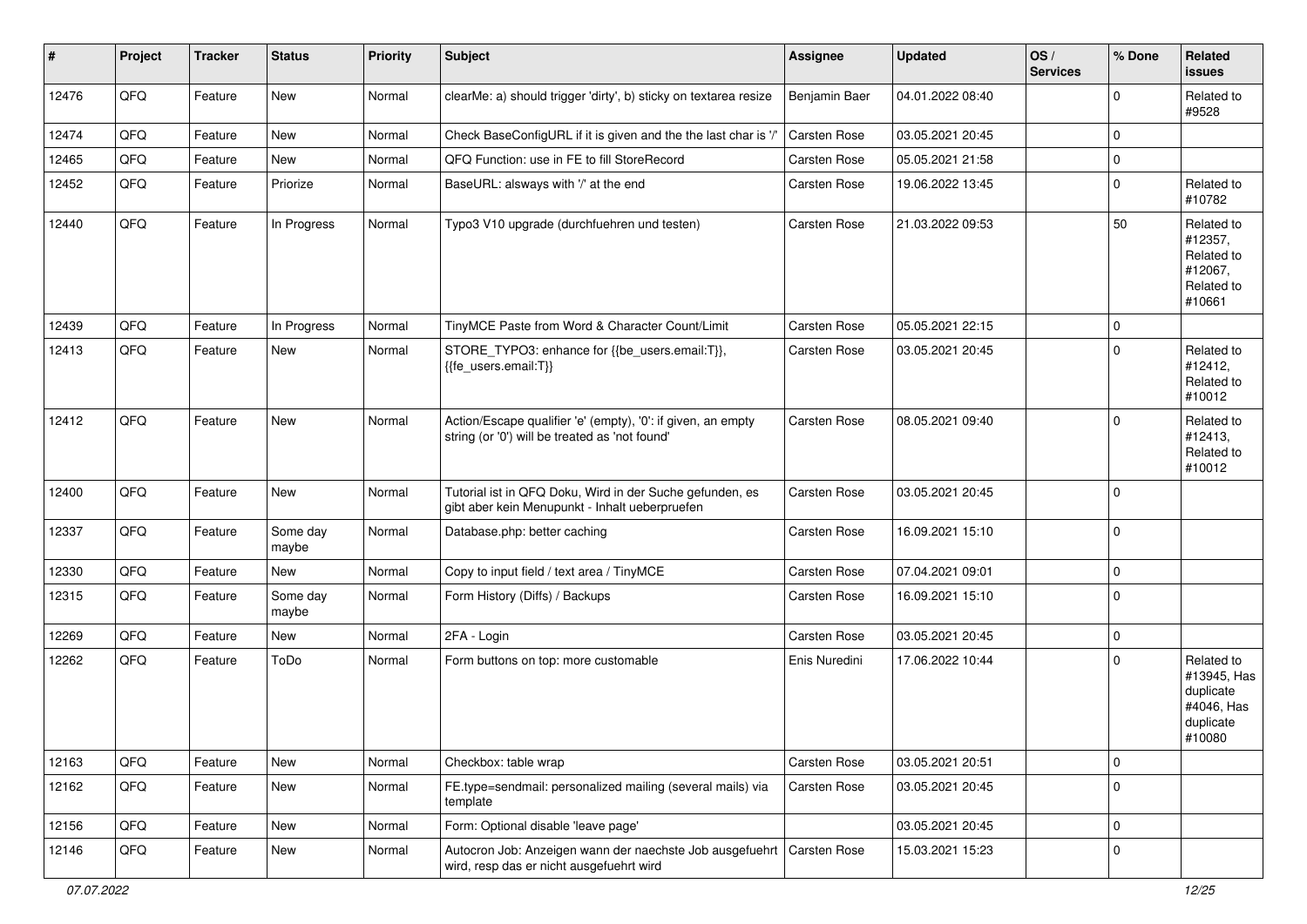| # | Project | Tracker | Status | Priority | Subject | Assignee | Updated | OS / Services | % Done | Related issues |
|---|---|---|---|---|---|---|---|---|---|---|
| 12476 | QFQ | Feature | New | Normal | clearMe: a) should trigger 'dirty', b) sticky on textarea resize | Benjamin Baer | 04.01.2022 08:40 | | 0 | Related to #9528 |
| 12474 | QFQ | Feature | New | Normal | Check BaseConfigURL if it is given and the the last char is '/' | Carsten Rose | 03.05.2021 20:45 | | 0 | |
| 12465 | QFQ | Feature | New | Normal | QFQ Function: use in FE to fill StoreRecord | Carsten Rose | 05.05.2021 21:58 | | 0 | |
| 12452 | QFQ | Feature | Priorize | Normal | BaseURL: alsways with '/' at the end | Carsten Rose | 19.06.2022 13:45 | | 0 | Related to #10782 |
| 12440 | QFQ | Feature | In Progress | Normal | Typo3 V10 upgrade (durchfuehren und testen) | Carsten Rose | 21.03.2022 09:53 | | 50 | Related to #12357, Related to #12067, Related to #10661 |
| 12439 | QFQ | Feature | In Progress | Normal | TinyMCE Paste from Word & Character Count/Limit | Carsten Rose | 05.05.2021 22:15 | | 0 | |
| 12413 | QFQ | Feature | New | Normal | STORE_TYPO3: enhance for {{be_users.email:T}}, {{fe_users.email:T}} | Carsten Rose | 03.05.2021 20:45 | | 0 | Related to #12412, Related to #10012 |
| 12412 | QFQ | Feature | New | Normal | Action/Escape qualifier 'e' (empty), '0': if given, an empty string (or '0') will be treated as 'not found' | Carsten Rose | 08.05.2021 09:40 | | 0 | Related to #12413, Related to #10012 |
| 12400 | QFQ | Feature | New | Normal | Tutorial ist in QFQ Doku, Wird in der Suche gefunden, es gibt aber kein Menupunkt - Inhalt ueberpruefen | Carsten Rose | 03.05.2021 20:45 | | 0 | |
| 12337 | QFQ | Feature | Some day maybe | Normal | Database.php: better caching | Carsten Rose | 16.09.2021 15:10 | | 0 | |
| 12330 | QFQ | Feature | New | Normal | Copy to input field / text area / TinyMCE | Carsten Rose | 07.04.2021 09:01 | | 0 | |
| 12315 | QFQ | Feature | Some day maybe | Normal | Form History (Diffs) / Backups | Carsten Rose | 16.09.2021 15:10 | | 0 | |
| 12269 | QFQ | Feature | New | Normal | 2FA - Login | Carsten Rose | 03.05.2021 20:45 | | 0 | |
| 12262 | QFQ | Feature | ToDo | Normal | Form buttons on top: more customable | Enis Nuredini | 17.06.2022 10:44 | | 0 | Related to #13945, Has duplicate #4046, Has duplicate #10080 |
| 12163 | QFQ | Feature | New | Normal | Checkbox: table wrap | Carsten Rose | 03.05.2021 20:51 | | 0 | |
| 12162 | QFQ | Feature | New | Normal | FE.type=sendmail: personalized mailing (several mails) via template | Carsten Rose | 03.05.2021 20:45 | | 0 | |
| 12156 | QFQ | Feature | New | Normal | Form: Optional disable 'leave page' | | 03.05.2021 20:45 | | 0 | |
| 12146 | QFQ | Feature | New | Normal | Autocron Job: Anzeigen wann der naechste Job ausgefuehrt wird, resp das er nicht ausgefuehrt wird | Carsten Rose | 15.03.2021 15:23 | | 0 | |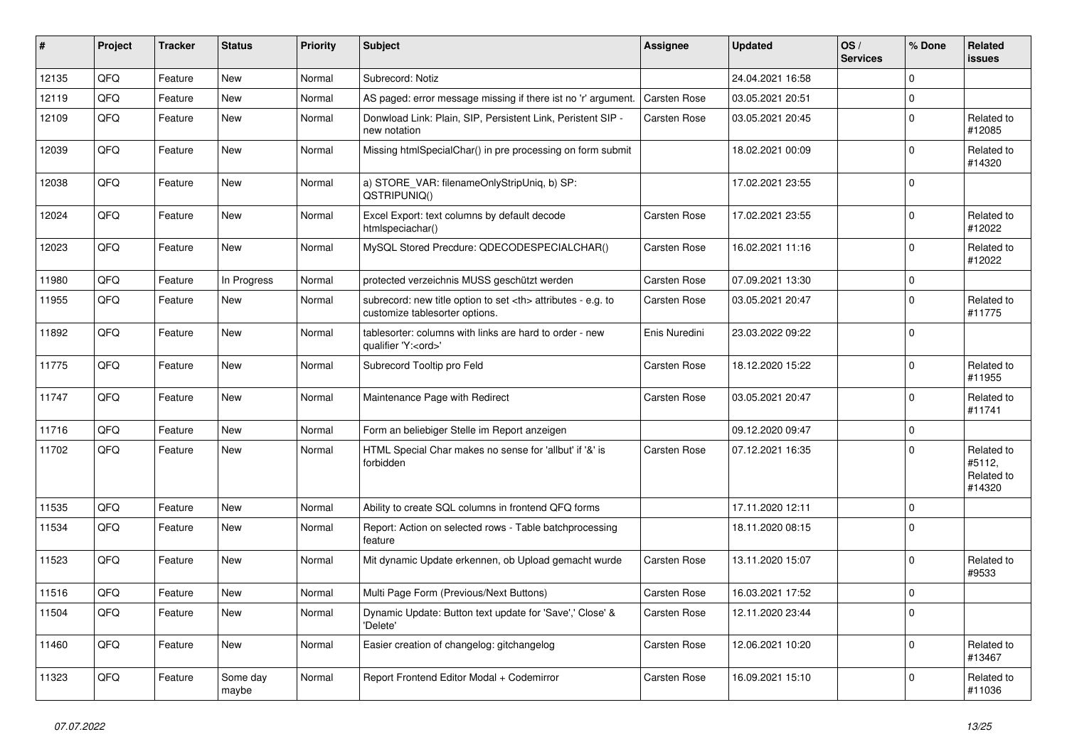| # | Project | Tracker | Status | Priority | Subject | Assignee | Updated | OS / Services | % Done | Related issues |
|---|---|---|---|---|---|---|---|---|---|---|
| 12135 | QFQ | Feature | New | Normal | Subrecord: Notiz | | 24.04.2021 16:58 | | 0 | |
| 12119 | QFQ | Feature | New | Normal | AS paged: error message missing if there ist no 'r' argument. | Carsten Rose | 03.05.2021 20:51 | | 0 | |
| 12109 | QFQ | Feature | New | Normal | Donwload Link: Plain, SIP, Persistent Link, Peristent SIP - new notation | Carsten Rose | 03.05.2021 20:45 | | 0 | Related to #12085 |
| 12039 | QFQ | Feature | New | Normal | Missing htmlSpecialChar() in pre processing on form submit | | 18.02.2021 00:09 | | 0 | Related to #14320 |
| 12038 | QFQ | Feature | New | Normal | a) STORE_VAR: filenameOnlyStripUniq, b) SP: QSTRIPUNIQ() | | 17.02.2021 23:55 | | 0 | |
| 12024 | QFQ | Feature | New | Normal | Excel Export: text columns by default decode htmlspeciachar() | Carsten Rose | 17.02.2021 23:55 | | 0 | Related to #12022 |
| 12023 | QFQ | Feature | New | Normal | MySQL Stored Precdure: QDECODESPECIALCHAR() | Carsten Rose | 16.02.2021 11:16 | | 0 | Related to #12022 |
| 11980 | QFQ | Feature | In Progress | Normal | protected verzeichnis MUSS geschützt werden | Carsten Rose | 07.09.2021 13:30 | | 0 | |
| 11955 | QFQ | Feature | New | Normal | subrecord: new title option to set <th> attributes - e.g. to customize tablesorter options. | Carsten Rose | 03.05.2021 20:47 | | 0 | Related to #11775 |
| 11892 | QFQ | Feature | New | Normal | tablesorter: columns with links are hard to order - new qualifier 'Y:<ord>' | Enis Nuredini | 23.03.2022 09:22 | | 0 | |
| 11775 | QFQ | Feature | New | Normal | Subrecord Tooltip pro Feld | Carsten Rose | 18.12.2020 15:22 | | 0 | Related to #11955 |
| 11747 | QFQ | Feature | New | Normal | Maintenance Page with Redirect | Carsten Rose | 03.05.2021 20:47 | | 0 | Related to #11741 |
| 11716 | QFQ | Feature | New | Normal | Form an beliebiger Stelle im Report anzeigen | | 09.12.2020 09:47 | | 0 | |
| 11702 | QFQ | Feature | New | Normal | HTML Special Char makes no sense for 'allbut' if '&' is forbidden | Carsten Rose | 07.12.2021 16:35 | | 0 | Related to #5112, Related to #14320 |
| 11535 | QFQ | Feature | New | Normal | Ability to create SQL columns in frontend QFQ forms | | 17.11.2020 12:11 | | 0 | |
| 11534 | QFQ | Feature | New | Normal | Report: Action on selected rows - Table batchprocessing feature | | 18.11.2020 08:15 | | 0 | |
| 11523 | QFQ | Feature | New | Normal | Mit dynamic Update erkennen, ob Upload gemacht wurde | Carsten Rose | 13.11.2020 15:07 | | 0 | Related to #9533 |
| 11516 | QFQ | Feature | New | Normal | Multi Page Form (Previous/Next Buttons) | Carsten Rose | 16.03.2021 17:52 | | 0 | |
| 11504 | QFQ | Feature | New | Normal | Dynamic Update: Button text update for 'Save',' Close' & 'Delete' | Carsten Rose | 12.11.2020 23:44 | | 0 | |
| 11460 | QFQ | Feature | New | Normal | Easier creation of changelog: gitchangelog | Carsten Rose | 12.06.2021 10:20 | | 0 | Related to #13467 |
| 11323 | QFQ | Feature | Some day maybe | Normal | Report Frontend Editor Modal + Codemirror | Carsten Rose | 16.09.2021 15:10 | | 0 | Related to #11036 |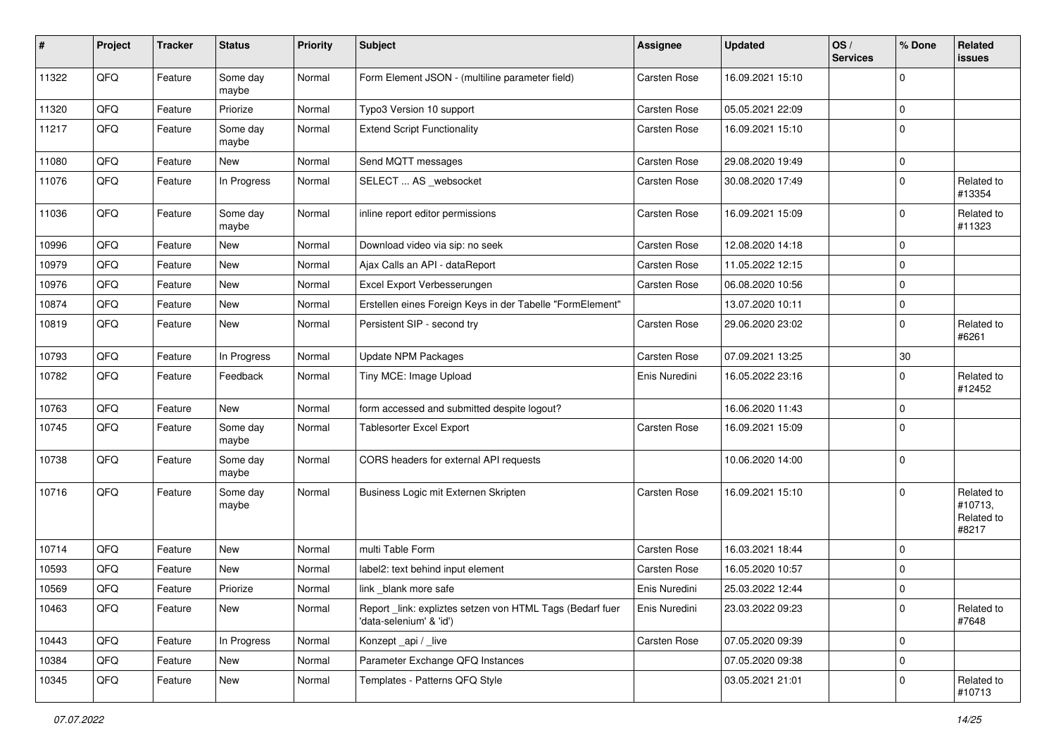| # | Project | Tracker | Status | Priority | Subject | Assignee | Updated | OS / Services | % Done | Related issues |
|---|---|---|---|---|---|---|---|---|---|---|
| 11322 | QFQ | Feature | Some day maybe | Normal | Form Element JSON - (multiline parameter field) | Carsten Rose | 16.09.2021 15:10 | | 0 | |
| 11320 | QFQ | Feature | Priorize | Normal | Typo3 Version 10 support | Carsten Rose | 05.05.2021 22:09 | | 0 | |
| 11217 | QFQ | Feature | Some day maybe | Normal | Extend Script Functionality | Carsten Rose | 16.09.2021 15:10 | | 0 | |
| 11080 | QFQ | Feature | New | Normal | Send MQTT messages | Carsten Rose | 29.08.2020 19:49 | | 0 | |
| 11076 | QFQ | Feature | In Progress | Normal | SELECT ... AS _websocket | Carsten Rose | 30.08.2020 17:49 | | 0 | Related to #13354 |
| 11036 | QFQ | Feature | Some day maybe | Normal | inline report editor permissions | Carsten Rose | 16.09.2021 15:09 | | 0 | Related to #11323 |
| 10996 | QFQ | Feature | New | Normal | Download video via sip: no seek | Carsten Rose | 12.08.2020 14:18 | | 0 | |
| 10979 | QFQ | Feature | New | Normal | Ajax Calls an API - dataReport | Carsten Rose | 11.05.2022 12:15 | | 0 | |
| 10976 | QFQ | Feature | New | Normal | Excel Export Verbesserungen | Carsten Rose | 06.08.2020 10:56 | | 0 | |
| 10874 | QFQ | Feature | New | Normal | Erstellen eines Foreign Keys in der Tabelle "FormElement" | | 13.07.2020 10:11 | | 0 | |
| 10819 | QFQ | Feature | New | Normal | Persistent SIP - second try | Carsten Rose | 29.06.2020 23:02 | | 0 | Related to #6261 |
| 10793 | QFQ | Feature | In Progress | Normal | Update NPM Packages | Carsten Rose | 07.09.2021 13:25 | | 30 | |
| 10782 | QFQ | Feature | Feedback | Normal | Tiny MCE: Image Upload | Enis Nuredini | 16.05.2022 23:16 | | 0 | Related to #12452 |
| 10763 | QFQ | Feature | New | Normal | form accessed and submitted despite logout? | | 16.06.2020 11:43 | | 0 | |
| 10745 | QFQ | Feature | Some day maybe | Normal | Tablesorter Excel Export | Carsten Rose | 16.09.2021 15:09 | | 0 | |
| 10738 | QFQ | Feature | Some day maybe | Normal | CORS headers for external API requests | | 10.06.2020 14:00 | | 0 | |
| 10716 | QFQ | Feature | Some day maybe | Normal | Business Logic mit Externen Skripten | Carsten Rose | 16.09.2021 15:10 | | 0 | Related to #10713, Related to #8217 |
| 10714 | QFQ | Feature | New | Normal | multi Table Form | Carsten Rose | 16.03.2021 18:44 | | 0 | |
| 10593 | QFQ | Feature | New | Normal | label2: text behind input element | Carsten Rose | 16.05.2020 10:57 | | 0 | |
| 10569 | QFQ | Feature | Priorize | Normal | link _blank more safe | Enis Nuredini | 25.03.2022 12:44 | | 0 | |
| 10463 | QFQ | Feature | New | Normal | Report _link: expliztes setzen von HTML Tags (Bedarf fuer 'data-selenium' & 'id') | Enis Nuredini | 23.03.2022 09:23 | | 0 | Related to #7648 |
| 10443 | QFQ | Feature | In Progress | Normal | Konzept _api / _live | Carsten Rose | 07.05.2020 09:39 | | 0 | |
| 10384 | QFQ | Feature | New | Normal | Parameter Exchange QFQ Instances | | 07.05.2020 09:38 | | 0 | |
| 10345 | QFQ | Feature | New | Normal | Templates - Patterns QFQ Style | | 03.05.2021 21:01 | | 0 | Related to #10713 |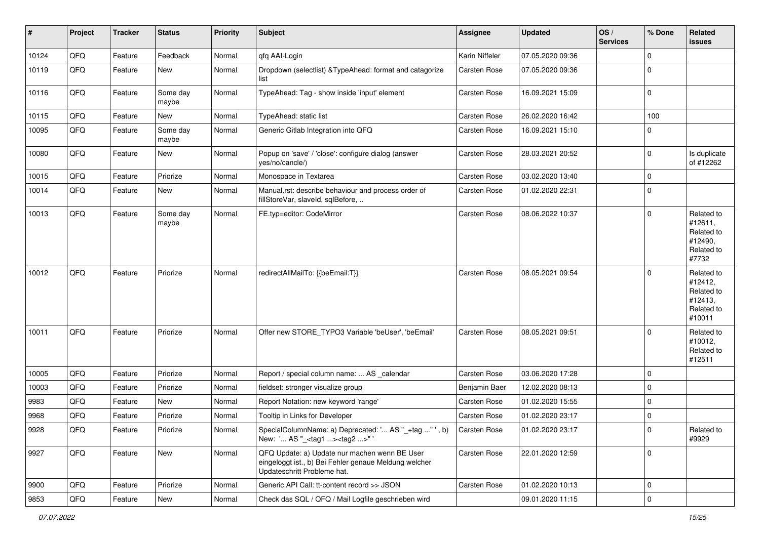| # | Project | Tracker | Status | Priority | Subject | Assignee | Updated | OS / Services | % Done | Related issues |
|---|---|---|---|---|---|---|---|---|---|---|
| 10124 | QFQ | Feature | Feedback | Normal | qfq AAI-Login | Karin Niffeler | 07.05.2020 09:36 | | 0 | |
| 10119 | QFQ | Feature | New | Normal | Dropdown (selectlist) &TypeAhead: format and catagorize list | Carsten Rose | 07.05.2020 09:36 | | 0 | |
| 10116 | QFQ | Feature | Some day maybe | Normal | TypeAhead: Tag - show inside 'input' element | Carsten Rose | 16.09.2021 15:09 | | 0 | |
| 10115 | QFQ | Feature | New | Normal | TypeAhead: static list | Carsten Rose | 26.02.2020 16:42 | | 100 | |
| 10095 | QFQ | Feature | Some day maybe | Normal | Generic Gitlab Integration into QFQ | Carsten Rose | 16.09.2021 15:10 | | 0 | |
| 10080 | QFQ | Feature | New | Normal | Popup on 'save' / 'close': configure dialog (answer yes/no/cancle/) | Carsten Rose | 28.03.2021 20:52 | | 0 | Is duplicate of #12262 |
| 10015 | QFQ | Feature | Priorize | Normal | Monospace in Textarea | Carsten Rose | 03.02.2020 13:40 | | 0 | |
| 10014 | QFQ | Feature | New | Normal | Manual.rst: describe behaviour and process order of fillStoreVar, slaveId, sqlBefore, .. | Carsten Rose | 01.02.2020 22:31 | | 0 | |
| 10013 | QFQ | Feature | Some day maybe | Normal | FE.typ=editor: CodeMirror | Carsten Rose | 08.06.2022 10:37 | | 0 | Related to #12611, Related to #12490, Related to #7732 |
| 10012 | QFQ | Feature | Priorize | Normal | redirectAllMailTo: {{beEmail:T}} | Carsten Rose | 08.05.2021 09:54 | | 0 | Related to #12412, Related to #12413, Related to #10011 |
| 10011 | QFQ | Feature | Priorize | Normal | Offer new STORE_TYPO3 Variable 'beUser', 'beEmail' | Carsten Rose | 08.05.2021 09:51 | | 0 | Related to #10012, Related to #12511 |
| 10005 | QFQ | Feature | Priorize | Normal | Report / special column name: ... AS _calendar | Carsten Rose | 03.06.2020 17:28 | | 0 | |
| 10003 | QFQ | Feature | Priorize | Normal | fieldset: stronger visualize group | Benjamin Baer | 12.02.2020 08:13 | | 0 | |
| 9983 | QFQ | Feature | New | Normal | Report Notation: new keyword 'range' | Carsten Rose | 01.02.2020 15:55 | | 0 | |
| 9968 | QFQ | Feature | Priorize | Normal | Tooltip in Links for Developer | Carsten Rose | 01.02.2020 23:17 | | 0 | |
| 9928 | QFQ | Feature | Priorize | Normal | SpecialColumnName: a) Deprecated: '... AS "_+tag ..." ', b) New: '... AS "_<tag1 ...><tag2 ...>" ' | Carsten Rose | 01.02.2020 23:17 | | 0 | Related to #9929 |
| 9927 | QFQ | Feature | New | Normal | QFQ Update: a) Update nur machen wenn BE User eingeloggt ist., b) Bei Fehler genaue Meldung welcher Updateschritt Probleme hat. | Carsten Rose | 22.01.2020 12:59 | | 0 | |
| 9900 | QFQ | Feature | Priorize | Normal | Generic API Call: tt-content record >> JSON | Carsten Rose | 01.02.2020 10:13 | | 0 | |
| 9853 | QFQ | Feature | New | Normal | Check das SQL / QFQ / Mail Logfile geschrieben wird | | 09.01.2020 11:15 | | 0 | |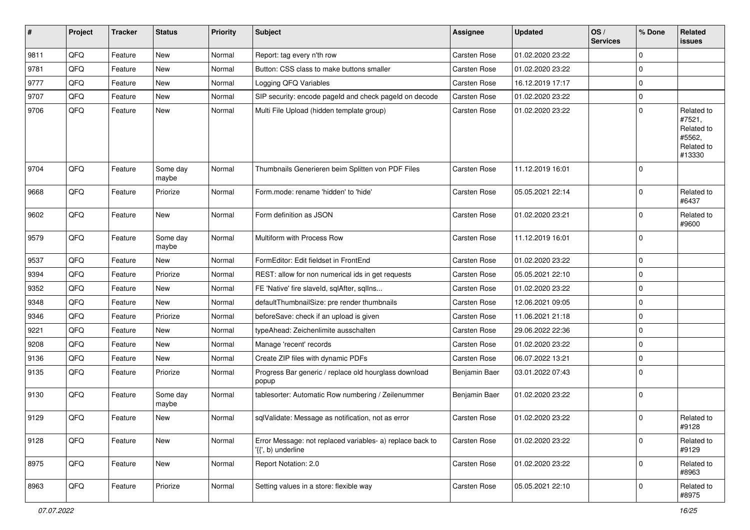| # | Project | Tracker | Status | Priority | Subject | Assignee | Updated | OS / Services | % Done | Related issues |
|---|---|---|---|---|---|---|---|---|---|---|
| 9811 | QFQ | Feature | New | Normal | Report: tag every n'th row | Carsten Rose | 01.02.2020 23:22 | | 0 | |
| 9781 | QFQ | Feature | New | Normal | Button: CSS class to make buttons smaller | Carsten Rose | 01.02.2020 23:22 | | 0 | |
| 9777 | QFQ | Feature | New | Normal | Logging QFQ Variables | Carsten Rose | 16.12.2019 17:17 | | 0 | |
| 9707 | QFQ | Feature | New | Normal | SIP security: encode pageId and check pageId on decode | Carsten Rose | 01.02.2020 23:22 | | 0 | |
| 9706 | QFQ | Feature | New | Normal | Multi File Upload (hidden template group) | Carsten Rose | 01.02.2020 23:22 | | 0 | Related to #7521, Related to #5562, Related to #13330 |
| 9704 | QFQ | Feature | Some day maybe | Normal | Thumbnails Generieren beim Splitten von PDF Files | Carsten Rose | 11.12.2019 16:01 | | 0 | |
| 9668 | QFQ | Feature | Priorize | Normal | Form.mode: rename 'hidden' to 'hide' | Carsten Rose | 05.05.2021 22:14 | | 0 | Related to #6437 |
| 9602 | QFQ | Feature | New | Normal | Form definition as JSON | Carsten Rose | 01.02.2020 23:21 | | 0 | Related to #9600 |
| 9579 | QFQ | Feature | Some day maybe | Normal | Multiform with Process Row | Carsten Rose | 11.12.2019 16:01 | | 0 | |
| 9537 | QFQ | Feature | New | Normal | FormEditor: Edit fieldset in FrontEnd | Carsten Rose | 01.02.2020 23:22 | | 0 | |
| 9394 | QFQ | Feature | Priorize | Normal | REST: allow for non numerical ids in get requests | Carsten Rose | 05.05.2021 22:10 | | 0 | |
| 9352 | QFQ | Feature | New | Normal | FE 'Native' fire slaveId, sqlAfter, sqlIns... | Carsten Rose | 01.02.2020 23:22 | | 0 | |
| 9348 | QFQ | Feature | New | Normal | defaultThumbnailSize: pre render thumbnails | Carsten Rose | 12.06.2021 09:05 | | 0 | |
| 9346 | QFQ | Feature | Priorize | Normal | beforeSave: check if an upload is given | Carsten Rose | 11.06.2021 21:18 | | 0 | |
| 9221 | QFQ | Feature | New | Normal | typeAhead: Zeichenlimite ausschalten | Carsten Rose | 29.06.2022 22:36 | | 0 | |
| 9208 | QFQ | Feature | New | Normal | Manage 'recent' records | Carsten Rose | 01.02.2020 23:22 | | 0 | |
| 9136 | QFQ | Feature | New | Normal | Create ZIP files with dynamic PDFs | Carsten Rose | 06.07.2022 13:21 | | 0 | |
| 9135 | QFQ | Feature | Priorize | Normal | Progress Bar generic / replace old hourglass download popup | Benjamin Baer | 03.01.2022 07:43 | | 0 | |
| 9130 | QFQ | Feature | Some day maybe | Normal | tablesorter: Automatic Row numbering / Zeilenummer | Benjamin Baer | 01.02.2020 23:22 | | 0 | |
| 9129 | QFQ | Feature | New | Normal | sqlValidate: Message as notification, not as error | Carsten Rose | 01.02.2020 23:22 | | 0 | Related to #9128 |
| 9128 | QFQ | Feature | New | Normal | Error Message: not replaced variables- a) replace back to '{{', b) underline | Carsten Rose | 01.02.2020 23:22 | | 0 | Related to #9129 |
| 8975 | QFQ | Feature | New | Normal | Report Notation: 2.0 | Carsten Rose | 01.02.2020 23:22 | | 0 | Related to #8963 |
| 8963 | QFQ | Feature | Priorize | Normal | Setting values in a store: flexible way | Carsten Rose | 05.05.2021 22:10 | | 0 | Related to #8975 |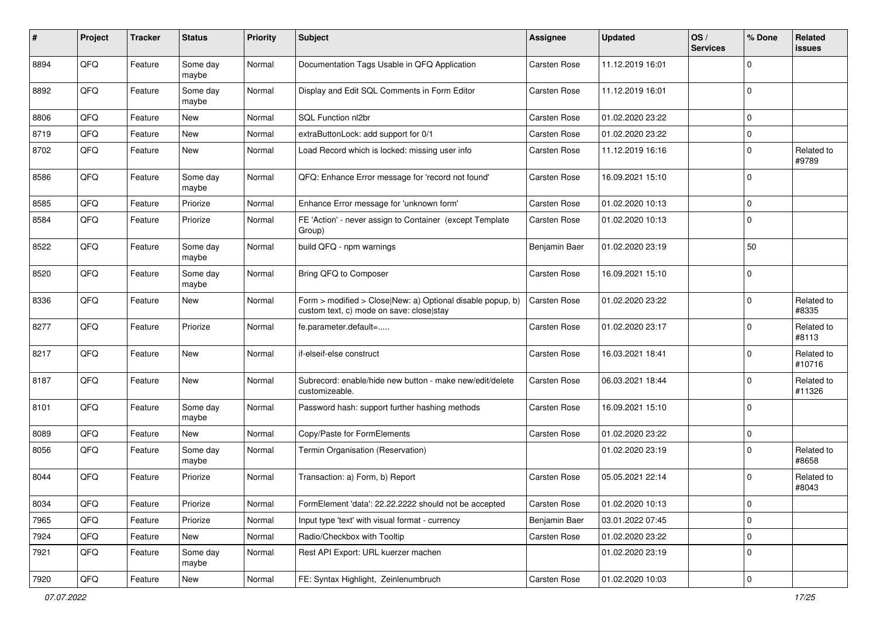| # | Project | Tracker | Status | Priority | Subject | Assignee | Updated | OS / Services | % Done | Related issues |
|---|---|---|---|---|---|---|---|---|---|---|
| 8894 | QFQ | Feature | Some day maybe | Normal | Documentation Tags Usable in QFQ Application | Carsten Rose | 11.12.2019 16:01 | | 0 | |
| 8892 | QFQ | Feature | Some day maybe | Normal | Display and Edit SQL Comments in Form Editor | Carsten Rose | 11.12.2019 16:01 | | 0 | |
| 8806 | QFQ | Feature | New | Normal | SQL Function nl2br | Carsten Rose | 01.02.2020 23:22 | | 0 | |
| 8719 | QFQ | Feature | New | Normal | extraButtonLock: add support for 0/1 | Carsten Rose | 01.02.2020 23:22 | | 0 | |
| 8702 | QFQ | Feature | New | Normal | Load Record which is locked: missing user info | Carsten Rose | 11.12.2019 16:16 | | 0 | Related to #9789 |
| 8586 | QFQ | Feature | Some day maybe | Normal | QFQ: Enhance Error message for 'record not found' | Carsten Rose | 16.09.2021 15:10 | | 0 | |
| 8585 | QFQ | Feature | Priorize | Normal | Enhance Error message for 'unknown form' | Carsten Rose | 01.02.2020 10:13 | | 0 | |
| 8584 | QFQ | Feature | Priorize | Normal | FE 'Action' - never assign to Container (except Template Group) | Carsten Rose | 01.02.2020 10:13 | | 0 | |
| 8522 | QFQ | Feature | Some day maybe | Normal | build QFQ - npm warnings | Benjamin Baer | 01.02.2020 23:19 | | 50 | |
| 8520 | QFQ | Feature | Some day maybe | Normal | Bring QFQ to Composer | Carsten Rose | 16.09.2021 15:10 | | 0 | |
| 8336 | QFQ | Feature | New | Normal | Form > modified > Close\|New: a) Optional disable popup, b) custom text, c) mode on save: close\|stay | Carsten Rose | 01.02.2020 23:22 | | 0 | Related to #8335 |
| 8277 | QFQ | Feature | Priorize | Normal | fe.parameter.default=..... | Carsten Rose | 01.02.2020 23:17 | | 0 | Related to #8113 |
| 8217 | QFQ | Feature | New | Normal | if-elseif-else construct | Carsten Rose | 16.03.2021 18:41 | | 0 | Related to #10716 |
| 8187 | QFQ | Feature | New | Normal | Subrecord: enable/hide new button - make new/edit/delete customizeable. | Carsten Rose | 06.03.2021 18:44 | | 0 | Related to #11326 |
| 8101 | QFQ | Feature | Some day maybe | Normal | Password hash: support further hashing methods | Carsten Rose | 16.09.2021 15:10 | | 0 | |
| 8089 | QFQ | Feature | New | Normal | Copy/Paste for FormElements | Carsten Rose | 01.02.2020 23:22 | | 0 | |
| 8056 | QFQ | Feature | Some day maybe | Normal | Termin Organisation (Reservation) | | 01.02.2020 23:19 | | 0 | Related to #8658 |
| 8044 | QFQ | Feature | Priorize | Normal | Transaction: a) Form, b) Report | Carsten Rose | 05.05.2021 22:14 | | 0 | Related to #8043 |
| 8034 | QFQ | Feature | Priorize | Normal | FormElement 'data': 22.22.2222 should not be accepted | Carsten Rose | 01.02.2020 10:13 | | 0 | |
| 7965 | QFQ | Feature | Priorize | Normal | Input type 'text' with visual format - currency | Benjamin Baer | 03.01.2022 07:45 | | 0 | |
| 7924 | QFQ | Feature | New | Normal | Radio/Checkbox with Tooltip | Carsten Rose | 01.02.2020 23:22 | | 0 | |
| 7921 | QFQ | Feature | Some day maybe | Normal | Rest API Export: URL kuerzer machen | | 01.02.2020 23:19 | | 0 | |
| 7920 | QFQ | Feature | New | Normal | FE: Syntax Highlight, Zeinlenumbruch | Carsten Rose | 01.02.2020 10:03 | | 0 | |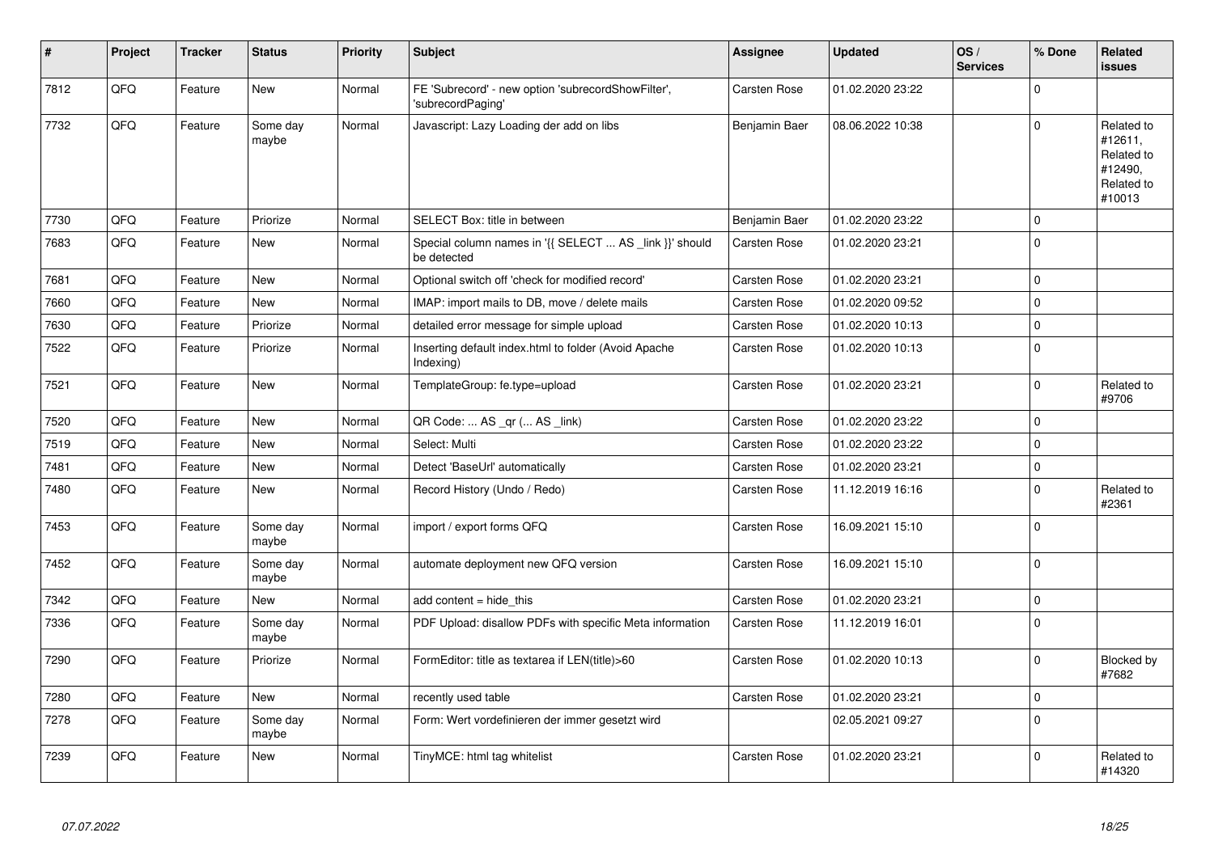| # | Project | Tracker | Status | Priority | Subject | Assignee | Updated | OS / Services | % Done | Related issues |
|---|---|---|---|---|---|---|---|---|---|---|
| 7812 | QFQ | Feature | New | Normal | FE 'Subrecord' - new option 'subrecordShowFilter', 'subrecordPaging' | Carsten Rose | 01.02.2020 23:22 | | 0 | |
| 7732 | QFQ | Feature | Some day maybe | Normal | Javascript: Lazy Loading der add on libs | Benjamin Baer | 08.06.2022 10:38 | | 0 | Related to #12611, Related to #12490, Related to #10013 |
| 7730 | QFQ | Feature | Priorize | Normal | SELECT Box: title in between | Benjamin Baer | 01.02.2020 23:22 | | 0 | |
| 7683 | QFQ | Feature | New | Normal | Special column names in '{{ SELECT ... AS _link }}' should be detected | Carsten Rose | 01.02.2020 23:21 | | 0 | |
| 7681 | QFQ | Feature | New | Normal | Optional switch off 'check for modified record' | Carsten Rose | 01.02.2020 23:21 | | 0 | |
| 7660 | QFQ | Feature | New | Normal | IMAP: import mails to DB, move / delete mails | Carsten Rose | 01.02.2020 09:52 | | 0 | |
| 7630 | QFQ | Feature | Priorize | Normal | detailed error message for simple upload | Carsten Rose | 01.02.2020 10:13 | | 0 | |
| 7522 | QFQ | Feature | Priorize | Normal | Inserting default index.html to folder (Avoid Apache Indexing) | Carsten Rose | 01.02.2020 10:13 | | 0 | |
| 7521 | QFQ | Feature | New | Normal | TemplateGroup: fe.type=upload | Carsten Rose | 01.02.2020 23:21 | | 0 | Related to #9706 |
| 7520 | QFQ | Feature | New | Normal | QR Code: ... AS _qr (... AS _link) | Carsten Rose | 01.02.2020 23:22 | | 0 | |
| 7519 | QFQ | Feature | New | Normal | Select: Multi | Carsten Rose | 01.02.2020 23:22 | | 0 | |
| 7481 | QFQ | Feature | New | Normal | Detect 'BaseUrl' automatically | Carsten Rose | 01.02.2020 23:21 | | 0 | |
| 7480 | QFQ | Feature | New | Normal | Record History (Undo / Redo) | Carsten Rose | 11.12.2019 16:16 | | 0 | Related to #2361 |
| 7453 | QFQ | Feature | Some day maybe | Normal | import / export forms QFQ | Carsten Rose | 16.09.2021 15:10 | | 0 | |
| 7452 | QFQ | Feature | Some day maybe | Normal | automate deployment new QFQ version | Carsten Rose | 16.09.2021 15:10 | | 0 | |
| 7342 | QFQ | Feature | New | Normal | add content = hide_this | Carsten Rose | 01.02.2020 23:21 | | 0 | |
| 7336 | QFQ | Feature | Some day maybe | Normal | PDF Upload: disallow PDFs with specific Meta information | Carsten Rose | 11.12.2019 16:01 | | 0 | |
| 7290 | QFQ | Feature | Priorize | Normal | FormEditor: title as textarea if LEN(title)>60 | Carsten Rose | 01.02.2020 10:13 | | 0 | Blocked by #7682 |
| 7280 | QFQ | Feature | New | Normal | recently used table | Carsten Rose | 01.02.2020 23:21 | | 0 | |
| 7278 | QFQ | Feature | Some day maybe | Normal | Form: Wert vordefinieren der immer gesetzt wird | | 02.05.2021 09:27 | | 0 | |
| 7239 | QFQ | Feature | New | Normal | TinyMCE: html tag whitelist | Carsten Rose | 01.02.2020 23:21 | | 0 | Related to #14320 |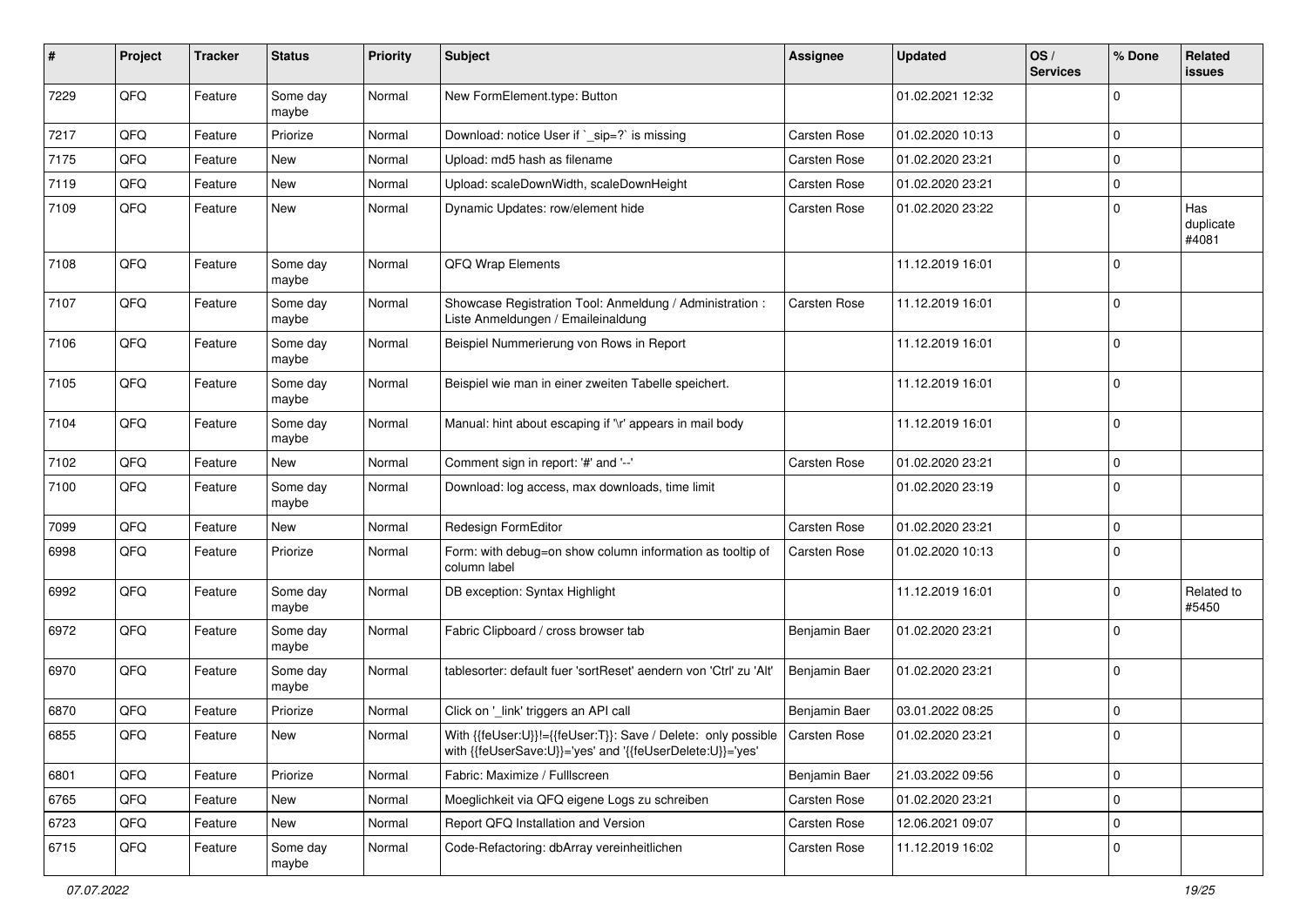| # | Project | Tracker | Status | Priority | Subject | Assignee | Updated | OS / Services | % Done | Related issues |
|---|---|---|---|---|---|---|---|---|---|---|
| 7229 | QFQ | Feature | Some day maybe | Normal | New FormElement.type: Button | | 01.02.2021 12:32 | | 0 | |
| 7217 | QFQ | Feature | Priorize | Normal | Download: notice User if `_sip=?` is missing | Carsten Rose | 01.02.2020 10:13 | | 0 | |
| 7175 | QFQ | Feature | New | Normal | Upload: md5 hash as filename | Carsten Rose | 01.02.2020 23:21 | | 0 | |
| 7119 | QFQ | Feature | New | Normal | Upload: scaleDownWidth, scaleDownHeight | Carsten Rose | 01.02.2020 23:21 | | 0 | |
| 7109 | QFQ | Feature | New | Normal | Dynamic Updates: row/element hide | Carsten Rose | 01.02.2020 23:22 | | 0 | Has duplicate #4081 |
| 7108 | QFQ | Feature | Some day maybe | Normal | QFQ Wrap Elements | | 11.12.2019 16:01 | | 0 | |
| 7107 | QFQ | Feature | Some day maybe | Normal | Showcase Registration Tool: Anmeldung / Administration : Liste Anmeldungen / Emaileinaldung | Carsten Rose | 11.12.2019 16:01 | | 0 | |
| 7106 | QFQ | Feature | Some day maybe | Normal | Beispiel Nummerierung von Rows in Report | | 11.12.2019 16:01 | | 0 | |
| 7105 | QFQ | Feature | Some day maybe | Normal | Beispiel wie man in einer zweiten Tabelle speichert. | | 11.12.2019 16:01 | | 0 | |
| 7104 | QFQ | Feature | Some day maybe | Normal | Manual: hint about escaping if '\r' appears in mail body | | 11.12.2019 16:01 | | 0 | |
| 7102 | QFQ | Feature | New | Normal | Comment sign in report: '#' and '--' | Carsten Rose | 01.02.2020 23:21 | | 0 | |
| 7100 | QFQ | Feature | Some day maybe | Normal | Download: log access, max downloads, time limit | | 01.02.2020 23:19 | | 0 | |
| 7099 | QFQ | Feature | New | Normal | Redesign FormEditor | Carsten Rose | 01.02.2020 23:21 | | 0 | |
| 6998 | QFQ | Feature | Priorize | Normal | Form: with debug=on show column information as tooltip of column label | Carsten Rose | 01.02.2020 10:13 | | 0 | |
| 6992 | QFQ | Feature | Some day maybe | Normal | DB exception: Syntax Highlight | | 11.12.2019 16:01 | | 0 | Related to #5450 |
| 6972 | QFQ | Feature | Some day maybe | Normal | Fabric Clipboard / cross browser tab | Benjamin Baer | 01.02.2020 23:21 | | 0 | |
| 6970 | QFQ | Feature | Some day maybe | Normal | tablesorter: default fuer 'sortReset' aendern von 'Ctrl' zu 'Alt' | Benjamin Baer | 01.02.2020 23:21 | | 0 | |
| 6870 | QFQ | Feature | Priorize | Normal | Click on '_link' triggers an API call | Benjamin Baer | 03.01.2022 08:25 | | 0 | |
| 6855 | QFQ | Feature | New | Normal | With {{feUser:U}}!={{feUser:T}}: Save / Delete: only possible with {{feUserSave:U}}='yes' and '{{feUserDelete:U}}='yes' | Carsten Rose | 01.02.2020 23:21 | | 0 | |
| 6801 | QFQ | Feature | Priorize | Normal | Fabric: Maximize / Fulllscreen | Benjamin Baer | 21.03.2022 09:56 | | 0 | |
| 6765 | QFQ | Feature | New | Normal | Moeglichkeit via QFQ eigene Logs zu schreiben | Carsten Rose | 01.02.2020 23:21 | | 0 | |
| 6723 | QFQ | Feature | New | Normal | Report QFQ Installation and Version | Carsten Rose | 12.06.2021 09:07 | | 0 | |
| 6715 | QFQ | Feature | Some day maybe | Normal | Code-Refactoring: dbArray vereinheitlichen | Carsten Rose | 11.12.2019 16:02 | | 0 | |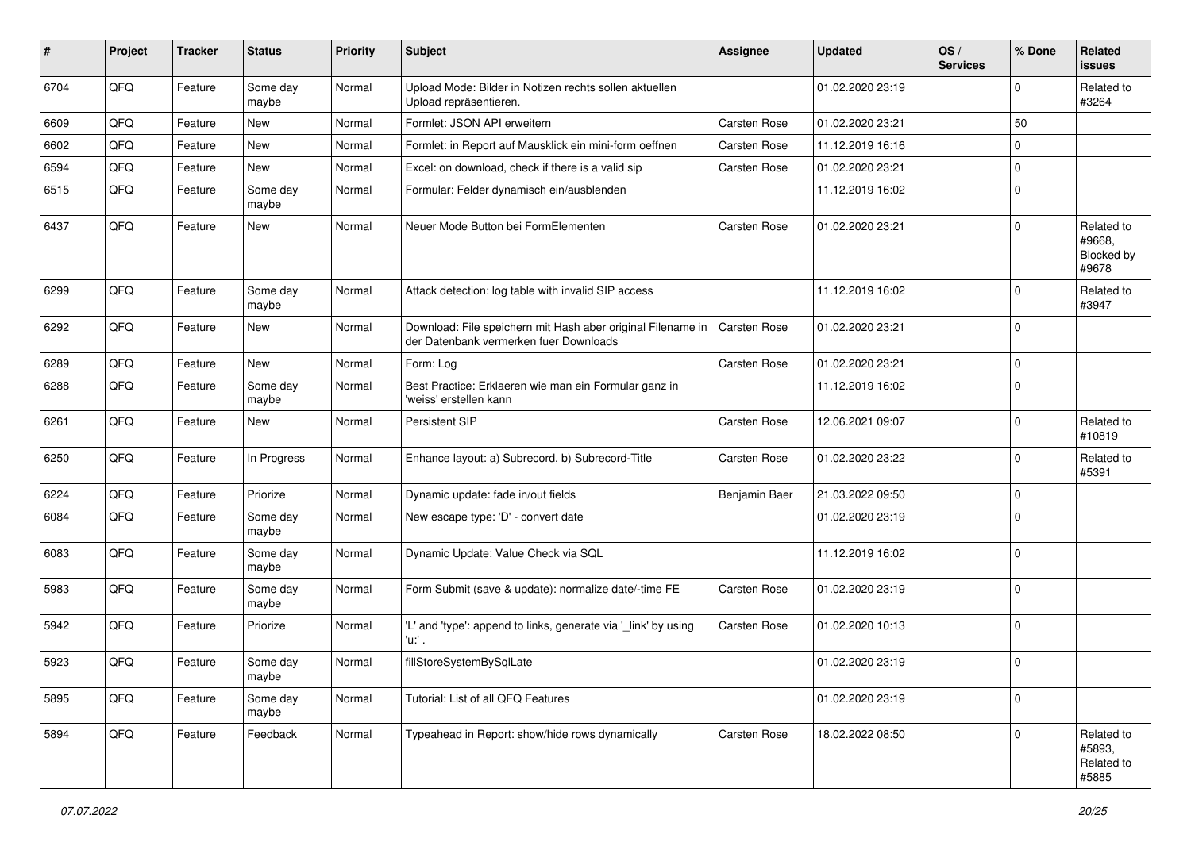| # | Project | Tracker | Status | Priority | Subject | Assignee | Updated | OS / Services | % Done | Related issues |
|---|---|---|---|---|---|---|---|---|---|---|
| 6704 | QFQ | Feature | Some day maybe | Normal | Upload Mode: Bilder in Notizen rechts sollen aktuellen Upload repräsentieren. | | 01.02.2020 23:19 | | 0 | Related to #3264 |
| 6609 | QFQ | Feature | New | Normal | Formlet: JSON API erweitern | Carsten Rose | 01.02.2020 23:21 | | 50 | |
| 6602 | QFQ | Feature | New | Normal | Formlet: in Report auf Mausklick ein mini-form oeffnen | Carsten Rose | 11.12.2019 16:16 | | 0 | |
| 6594 | QFQ | Feature | New | Normal | Excel: on download, check if there is a valid sip | Carsten Rose | 01.02.2020 23:21 | | 0 | |
| 6515 | QFQ | Feature | Some day maybe | Normal | Formular: Felder dynamisch ein/ausblenden | | 11.12.2019 16:02 | | 0 | |
| 6437 | QFQ | Feature | New | Normal | Neuer Mode Button bei FormElementen | Carsten Rose | 01.02.2020 23:21 | | 0 | Related to #9668, Blocked by #9678 |
| 6299 | QFQ | Feature | Some day maybe | Normal | Attack detection: log table with invalid SIP access | | 11.12.2019 16:02 | | 0 | Related to #3947 |
| 6292 | QFQ | Feature | New | Normal | Download: File speichern mit Hash aber original Filename in der Datenbank vermerken fuer Downloads | Carsten Rose | 01.02.2020 23:21 | | 0 | |
| 6289 | QFQ | Feature | New | Normal | Form: Log | Carsten Rose | 01.02.2020 23:21 | | 0 | |
| 6288 | QFQ | Feature | Some day maybe | Normal | Best Practice: Erklaeren wie man ein Formular ganz in 'weiss' erstellen kann | | 11.12.2019 16:02 | | 0 | |
| 6261 | QFQ | Feature | New | Normal | Persistent SIP | Carsten Rose | 12.06.2021 09:07 | | 0 | Related to #10819 |
| 6250 | QFQ | Feature | In Progress | Normal | Enhance layout: a) Subrecord, b) Subrecord-Title | Carsten Rose | 01.02.2020 23:22 | | 0 | Related to #5391 |
| 6224 | QFQ | Feature | Priorize | Normal | Dynamic update: fade in/out fields | Benjamin Baer | 21.03.2022 09:50 | | 0 | |
| 6084 | QFQ | Feature | Some day maybe | Normal | New escape type: 'D' - convert date | | 01.02.2020 23:19 | | 0 | |
| 6083 | QFQ | Feature | Some day maybe | Normal | Dynamic Update: Value Check via SQL | | 11.12.2019 16:02 | | 0 | |
| 5983 | QFQ | Feature | Some day maybe | Normal | Form Submit (save & update): normalize date/-time FE | Carsten Rose | 01.02.2020 23:19 | | 0 | |
| 5942 | QFQ | Feature | Priorize | Normal | 'L' and 'type': append to links, generate via '_link' by using 'u:' . | Carsten Rose | 01.02.2020 10:13 | | 0 | |
| 5923 | QFQ | Feature | Some day maybe | Normal | fillStoreSystemBySqlLate | | 01.02.2020 23:19 | | 0 | |
| 5895 | QFQ | Feature | Some day maybe | Normal | Tutorial: List of all QFQ Features | | 01.02.2020 23:19 | | 0 | |
| 5894 | QFQ | Feature | Feedback | Normal | Typeahead in Report: show/hide rows dynamically | Carsten Rose | 18.02.2022 08:50 | | 0 | Related to #5893, Related to #5885 |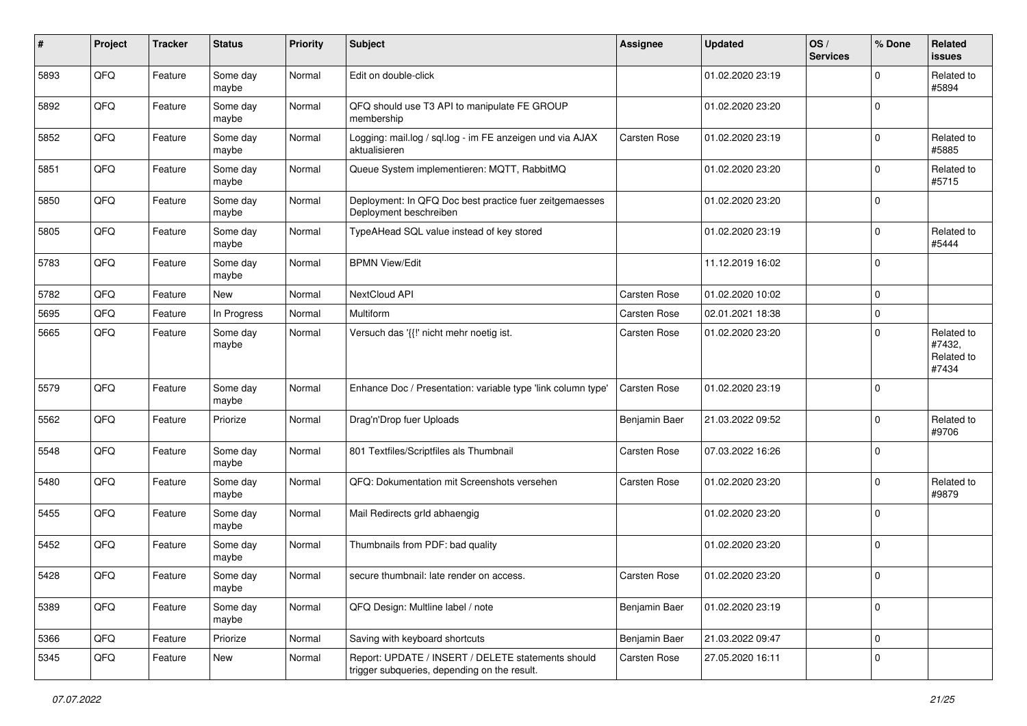| # | Project | Tracker | Status | Priority | Subject | Assignee | Updated | OS / Services | % Done | Related issues |
|---|---|---|---|---|---|---|---|---|---|---|
| 5893 | QFQ | Feature | Some day maybe | Normal | Edit on double-click | | 01.02.2020 23:19 | | 0 | Related to #5894 |
| 5892 | QFQ | Feature | Some day maybe | Normal | QFQ should use T3 API to manipulate FE GROUP membership | | 01.02.2020 23:20 | | 0 | |
| 5852 | QFQ | Feature | Some day maybe | Normal | Logging: mail.log / sql.log - im FE anzeigen und via AJAX aktualisieren | Carsten Rose | 01.02.2020 23:19 | | 0 | Related to #5885 |
| 5851 | QFQ | Feature | Some day maybe | Normal | Queue System implementieren: MQTT, RabbitMQ | | 01.02.2020 23:20 | | 0 | Related to #5715 |
| 5850 | QFQ | Feature | Some day maybe | Normal | Deployment: In QFQ Doc best practice fuer zeitgemaesses Deployment beschreiben | | 01.02.2020 23:20 | | 0 | |
| 5805 | QFQ | Feature | Some day maybe | Normal | TypeAHead SQL value instead of key stored | | 01.02.2020 23:19 | | 0 | Related to #5444 |
| 5783 | QFQ | Feature | Some day maybe | Normal | BPMN View/Edit | | 11.12.2019 16:02 | | 0 | |
| 5782 | QFQ | Feature | New | Normal | NextCloud API | Carsten Rose | 01.02.2020 10:02 | | 0 | |
| 5695 | QFQ | Feature | In Progress | Normal | Multiform | Carsten Rose | 02.01.2021 18:38 | | 0 | |
| 5665 | QFQ | Feature | Some day maybe | Normal | Versuch das '{{!' nicht mehr noetig ist. | Carsten Rose | 01.02.2020 23:20 | | 0 | Related to #7432, Related to #7434 |
| 5579 | QFQ | Feature | Some day maybe | Normal | Enhance Doc / Presentation: variable type 'link column type' | Carsten Rose | 01.02.2020 23:19 | | 0 | |
| 5562 | QFQ | Feature | Priorize | Normal | Drag'n'Drop fuer Uploads | Benjamin Baer | 21.03.2022 09:52 | | 0 | Related to #9706 |
| 5548 | QFQ | Feature | Some day maybe | Normal | 801 Textfiles/Scriptfiles als Thumbnail | Carsten Rose | 07.03.2022 16:26 | | 0 | |
| 5480 | QFQ | Feature | Some day maybe | Normal | QFQ: Dokumentation mit Screenshots versehen | Carsten Rose | 01.02.2020 23:20 | | 0 | Related to #9879 |
| 5455 | QFQ | Feature | Some day maybe | Normal | Mail Redirects grId abhaengig | | 01.02.2020 23:20 | | 0 | |
| 5452 | QFQ | Feature | Some day maybe | Normal | Thumbnails from PDF: bad quality | | 01.02.2020 23:20 | | 0 | |
| 5428 | QFQ | Feature | Some day maybe | Normal | secure thumbnail: late render on access. | Carsten Rose | 01.02.2020 23:20 | | 0 | |
| 5389 | QFQ | Feature | Some day maybe | Normal | QFQ Design: Multline label / note | Benjamin Baer | 01.02.2020 23:19 | | 0 | |
| 5366 | QFQ | Feature | Priorize | Normal | Saving with keyboard shortcuts | Benjamin Baer | 21.03.2022 09:47 | | 0 | |
| 5345 | QFQ | Feature | New | Normal | Report: UPDATE / INSERT / DELETE statements should trigger subqueries, depending on the result. | Carsten Rose | 27.05.2020 16:11 | | 0 | |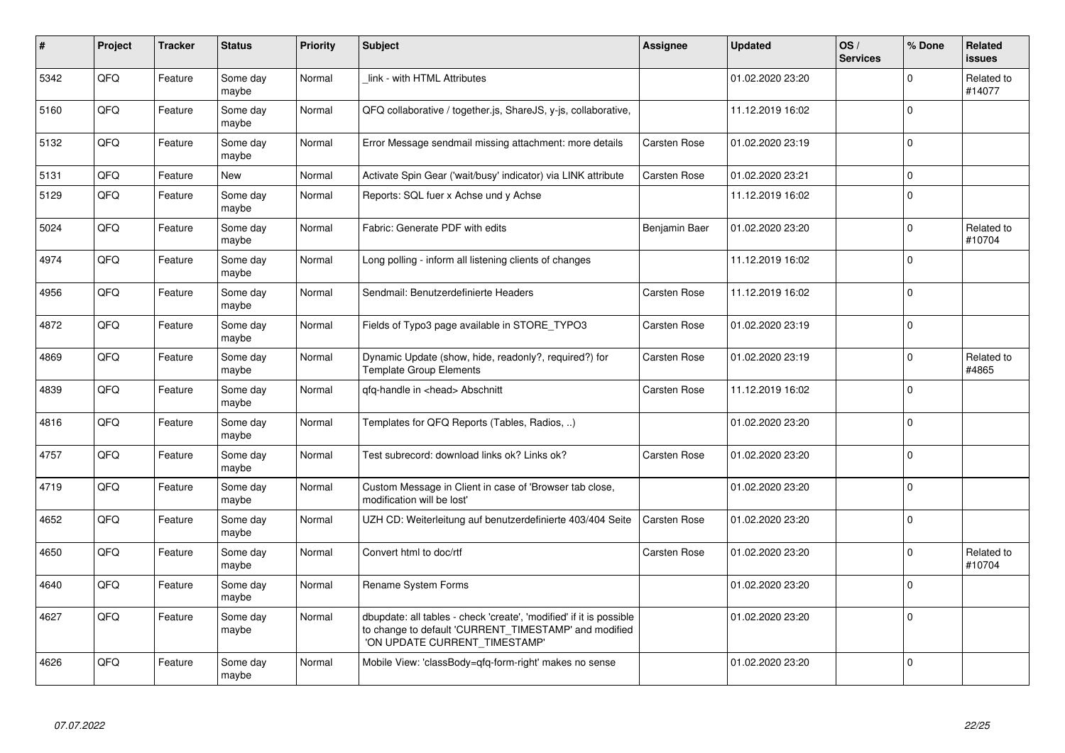| # | Project | Tracker | Status | Priority | Subject | Assignee | Updated | OS / Services | % Done | Related issues |
|---|---|---|---|---|---|---|---|---|---|---|
| 5342 | QFO | Feature | Some day maybe | Normal | _link - with HTML Attributes | | 01.02.2020 23:20 | | 0 | Related to #14077 |
| 5160 | QFO | Feature | Some day maybe | Normal | QFQ collaborative / together.js, ShareJS, y-js, collaborative, | | 11.12.2019 16:02 | | 0 | |
| 5132 | QFO | Feature | Some day maybe | Normal | Error Message sendmail missing attachment: more details | Carsten Rose | 01.02.2020 23:19 | | 0 | |
| 5131 | QFO | Feature | New | Normal | Activate Spin Gear ('wait/busy' indicator) via LINK attribute | Carsten Rose | 01.02.2020 23:21 | | 0 | |
| 5129 | QFO | Feature | Some day maybe | Normal | Reports: SQL fuer x Achse und y Achse | | 11.12.2019 16:02 | | 0 | |
| 5024 | QFO | Feature | Some day maybe | Normal | Fabric: Generate PDF with edits | Benjamin Baer | 01.02.2020 23:20 | | 0 | Related to #10704 |
| 4974 | QFO | Feature | Some day maybe | Normal | Long polling - inform all listening clients of changes | | 11.12.2019 16:02 | | 0 | |
| 4956 | QFO | Feature | Some day maybe | Normal | Sendmail: Benutzerdefinierte Headers | Carsten Rose | 11.12.2019 16:02 | | 0 | |
| 4872 | QFO | Feature | Some day maybe | Normal | Fields of Typo3 page available in STORE_TYPO3 | Carsten Rose | 01.02.2020 23:19 | | 0 | |
| 4869 | QFO | Feature | Some day maybe | Normal | Dynamic Update (show, hide, readonly?, required?) for Template Group Elements | Carsten Rose | 01.02.2020 23:19 | | 0 | Related to #4865 |
| 4839 | QFO | Feature | Some day maybe | Normal | qfq-handle in <head> Abschnitt | Carsten Rose | 11.12.2019 16:02 | | 0 | |
| 4816 | QFO | Feature | Some day maybe | Normal | Templates for QFQ Reports (Tables, Radios, ..) | | 01.02.2020 23:20 | | 0 | |
| 4757 | QFO | Feature | Some day maybe | Normal | Test subrecord: download links ok? Links ok? | Carsten Rose | 01.02.2020 23:20 | | 0 | |
| 4719 | QFO | Feature | Some day maybe | Normal | Custom Message in Client in case of 'Browser tab close, modification will be lost' | | 01.02.2020 23:20 | | 0 | |
| 4652 | QFO | Feature | Some day maybe | Normal | UZH CD: Weiterleitung auf benutzerdefinierte 403/404 Seite | Carsten Rose | 01.02.2020 23:20 | | 0 | |
| 4650 | QFO | Feature | Some day maybe | Normal | Convert html to doc/rtf | Carsten Rose | 01.02.2020 23:20 | | 0 | Related to #10704 |
| 4640 | QFO | Feature | Some day maybe | Normal | Rename System Forms | | 01.02.2020 23:20 | | 0 | |
| 4627 | QFO | Feature | Some day maybe | Normal | dbupdate: all tables - check 'create', 'modified' if it is possible to change to default 'CURRENT_TIMESTAMP' and modified 'ON UPDATE CURRENT_TIMESTAMP' | | 01.02.2020 23:20 | | 0 | |
| 4626 | QFO | Feature | Some day maybe | Normal | Mobile View: 'classBody=qfq-form-right' makes no sense | | 01.02.2020 23:20 | | 0 | |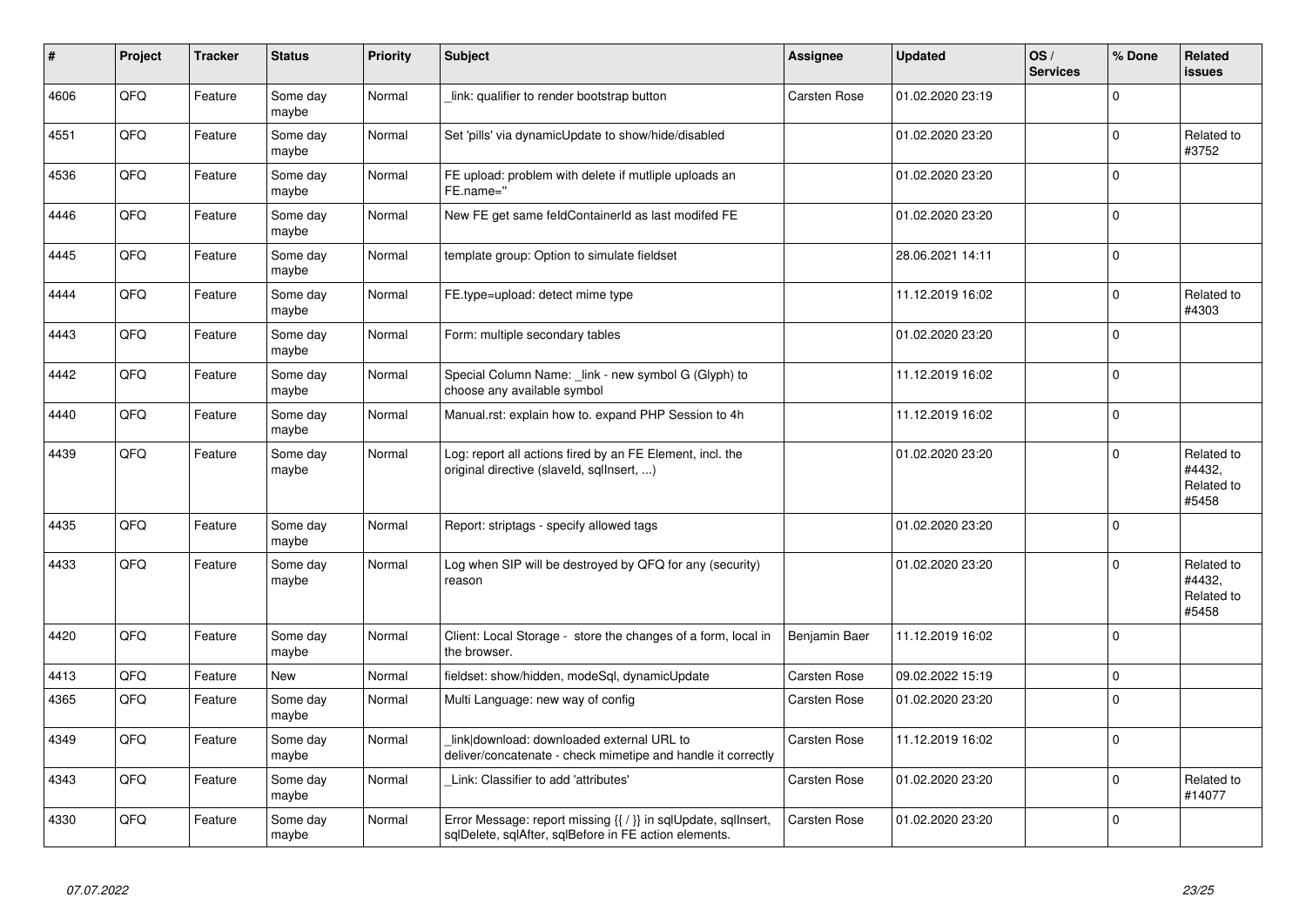| # | Project | Tracker | Status | Priority | Subject | Assignee | Updated | OS / Services | % Done | Related issues |
|---|---|---|---|---|---|---|---|---|---|---|
| 4606 | QFQ | Feature | Some day maybe | Normal | _link: qualifier to render bootstrap button | Carsten Rose | 01.02.2020 23:19 | | 0 | |
| 4551 | QFQ | Feature | Some day maybe | Normal | Set 'pills' via dynamicUpdate to show/hide/disabled | | 01.02.2020 23:20 | | 0 | Related to #3752 |
| 4536 | QFQ | Feature | Some day maybe | Normal | FE upload: problem with delete if mutliple uploads an FE.name='' | | 01.02.2020 23:20 | | 0 | |
| 4446 | QFQ | Feature | Some day maybe | Normal | New FE get same feldContainerId as last modifed FE | | 01.02.2020 23:20 | | 0 | |
| 4445 | QFQ | Feature | Some day maybe | Normal | template group: Option to simulate fieldset | | 28.06.2021 14:11 | | 0 | |
| 4444 | QFQ | Feature | Some day maybe | Normal | FE.type=upload: detect mime type | | 11.12.2019 16:02 | | 0 | Related to #4303 |
| 4443 | QFQ | Feature | Some day maybe | Normal | Form: multiple secondary tables | | 01.02.2020 23:20 | | 0 | |
| 4442 | QFQ | Feature | Some day maybe | Normal | Special Column Name: _link - new symbol G (Glyph) to choose any available symbol | | 11.12.2019 16:02 | | 0 | |
| 4440 | QFQ | Feature | Some day maybe | Normal | Manual.rst: explain how to. expand PHP Session to 4h | | 11.12.2019 16:02 | | 0 | |
| 4439 | QFQ | Feature | Some day maybe | Normal | Log: report all actions fired by an FE Element, incl. the original directive (slaveId, sqlInsert, ...) | | 01.02.2020 23:20 | | 0 | Related to #4432, Related to #5458 |
| 4435 | QFQ | Feature | Some day maybe | Normal | Report: striptags - specify allowed tags | | 01.02.2020 23:20 | | 0 | |
| 4433 | QFQ | Feature | Some day maybe | Normal | Log when SIP will be destroyed by QFQ for any (security) reason | | 01.02.2020 23:20 | | 0 | Related to #4432, Related to #5458 |
| 4420 | QFQ | Feature | Some day maybe | Normal | Client: Local Storage - store the changes of a form, local in the browser. | Benjamin Baer | 11.12.2019 16:02 | | 0 | |
| 4413 | QFQ | Feature | New | Normal | fieldset: show/hidden, modeSql, dynamicUpdate | Carsten Rose | 09.02.2022 15:19 | | 0 | |
| 4365 | QFQ | Feature | Some day maybe | Normal | Multi Language: new way of config | Carsten Rose | 01.02.2020 23:20 | | 0 | |
| 4349 | QFQ | Feature | Some day maybe | Normal | link\|download: downloaded external URL to deliver/concatenate - check mimetipe and handle it correctly | Carsten Rose | 11.12.2019 16:02 | | 0 | |
| 4343 | QFQ | Feature | Some day maybe | Normal | _Link: Classifier to add 'attributes' | Carsten Rose | 01.02.2020 23:20 | | 0 | Related to #14077 |
| 4330 | QFQ | Feature | Some day maybe | Normal | Error Message: report missing {{ / }} in sqlUpdate, sqlInsert, sqlDelete, sqlAfter, sqlBefore in FE action elements. | Carsten Rose | 01.02.2020 23:20 | | 0 | |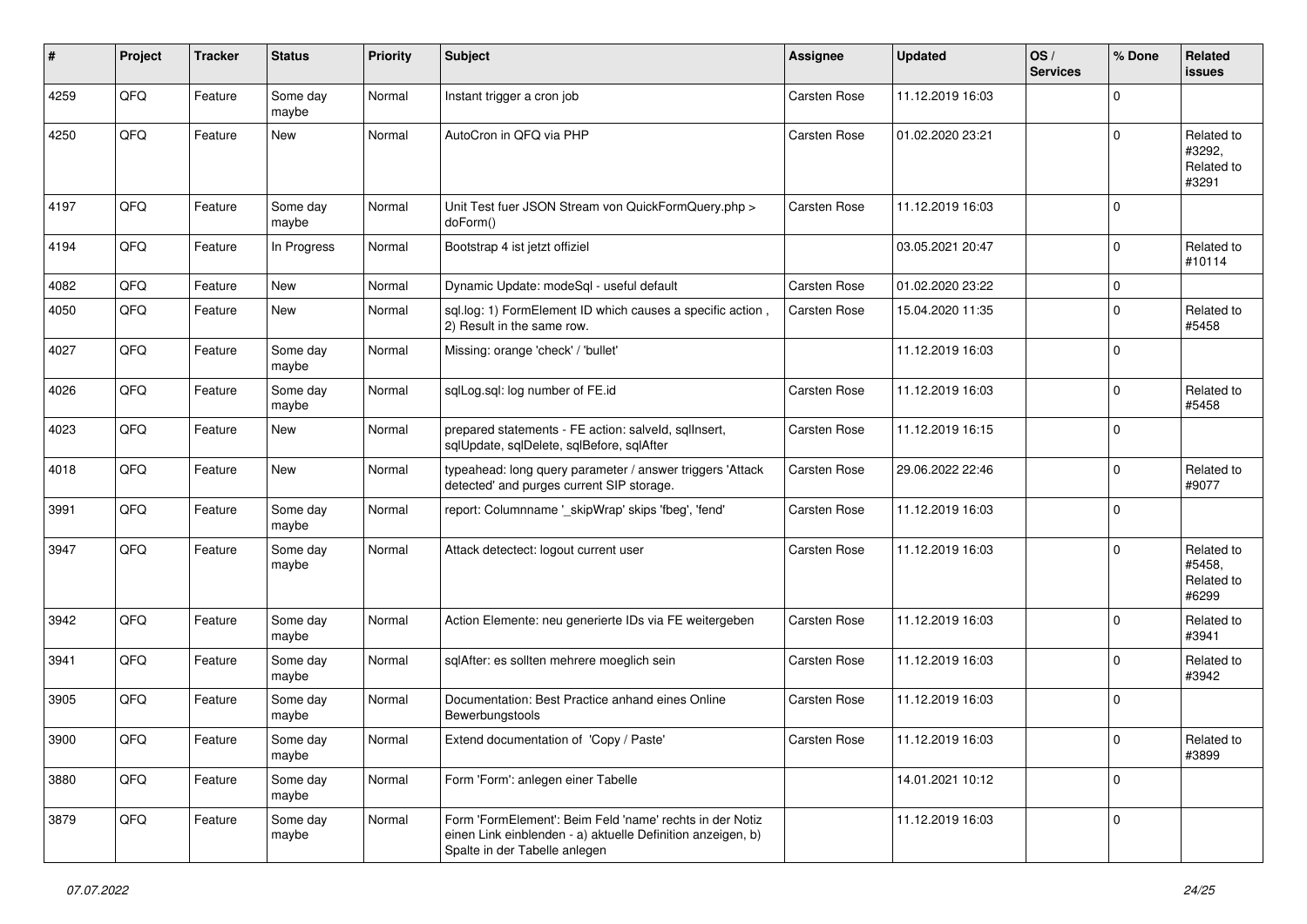| # | Project | Tracker | Status | Priority | Subject | Assignee | Updated | OS / Services | % Done | Related issues |
|---|---|---|---|---|---|---|---|---|---|---|
| 4259 | QFQ | Feature | Some day maybe | Normal | Instant trigger a cron job | Carsten Rose | 11.12.2019 16:03 | | 0 | |
| 4250 | QFQ | Feature | New | Normal | AutoCron in QFQ via PHP | Carsten Rose | 01.02.2020 23:21 | | 0 | Related to #3292, Related to #3291 |
| 4197 | QFQ | Feature | Some day maybe | Normal | Unit Test fuer JSON Stream von QuickFormQuery.php > doForm() | Carsten Rose | 11.12.2019 16:03 | | 0 | |
| 4194 | QFQ | Feature | In Progress | Normal | Bootstrap 4 ist jetzt offiziel | | 03.05.2021 20:47 | | 0 | Related to #10114 |
| 4082 | QFQ | Feature | New | Normal | Dynamic Update: modeSql - useful default | Carsten Rose | 01.02.2020 23:22 | | 0 | |
| 4050 | QFQ | Feature | New | Normal | sql.log: 1) FormElement ID which causes a specific action , 2) Result in the same row. | Carsten Rose | 15.04.2020 11:35 | | 0 | Related to #5458 |
| 4027 | QFQ | Feature | Some day maybe | Normal | Missing: orange 'check' / 'bullet' | | 11.12.2019 16:03 | | 0 | |
| 4026 | QFQ | Feature | Some day maybe | Normal | sqlLog.sql: log number of FE.id | Carsten Rose | 11.12.2019 16:03 | | 0 | Related to #5458 |
| 4023 | QFQ | Feature | New | Normal | prepared statements - FE action: salveld, sqlInsert, sqlUpdate, sqlDelete, sqlBefore, sqlAfter | Carsten Rose | 11.12.2019 16:15 | | 0 | |
| 4018 | QFQ | Feature | New | Normal | typeahead: long query parameter / answer triggers 'Attack detected' and purges current SIP storage. | Carsten Rose | 29.06.2022 22:46 | | 0 | Related to #9077 |
| 3991 | QFQ | Feature | Some day maybe | Normal | report: Columnname '_skipWrap' skips 'fbeg', 'fend' | Carsten Rose | 11.12.2019 16:03 | | 0 | |
| 3947 | QFQ | Feature | Some day maybe | Normal | Attack detectect: logout current user | Carsten Rose | 11.12.2019 16:03 | | 0 | Related to #5458, Related to #6299 |
| 3942 | QFQ | Feature | Some day maybe | Normal | Action Elemente: neu generierte IDs via FE weitergeben | Carsten Rose | 11.12.2019 16:03 | | 0 | Related to #3941 |
| 3941 | QFQ | Feature | Some day maybe | Normal | sqlAfter: es sollten mehrere moeglich sein | Carsten Rose | 11.12.2019 16:03 | | 0 | Related to #3942 |
| 3905 | QFQ | Feature | Some day maybe | Normal | Documentation: Best Practice anhand eines Online Bewerbungstools | Carsten Rose | 11.12.2019 16:03 | | 0 | |
| 3900 | QFQ | Feature | Some day maybe | Normal | Extend documentation of 'Copy / Paste' | Carsten Rose | 11.12.2019 16:03 | | 0 | Related to #3899 |
| 3880 | QFQ | Feature | Some day maybe | Normal | Form 'Form': anlegen einer Tabelle | | 14.01.2021 10:12 | | 0 | |
| 3879 | QFQ | Feature | Some day maybe | Normal | Form 'FormElement': Beim Feld 'name' rechts in der Notiz einen Link einblenden - a) aktuelle Definition anzeigen, b) Spalte in der Tabelle anlegen | | 11.12.2019 16:03 | | 0 | |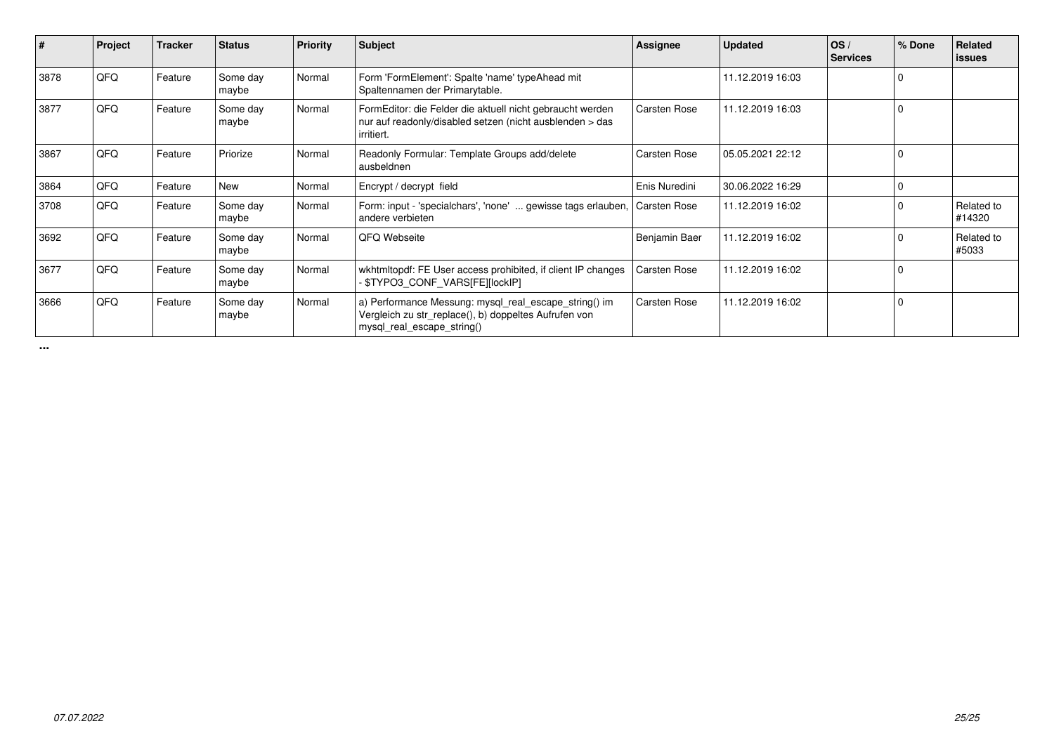| # | Project | Tracker | Status | Priority | Subject | Assignee | Updated | OS / Services | % Done | Related issues |
|---|---|---|---|---|---|---|---|---|---|---|
| 3878 | QFQ | Feature | Some day maybe | Normal | Form 'FormElement': Spalte 'name' typeAhead mit Spaltennamen der Primarytable. | | 11.12.2019 16:03 | | 0 | |
| 3877 | QFQ | Feature | Some day maybe | Normal | FormEditor: die Felder die aktuell nicht gebraucht werden nur auf readonly/disabled setzen (nicht ausblenden > das irritiert. | Carsten Rose | 11.12.2019 16:03 | | 0 | |
| 3867 | QFQ | Feature | Priorize | Normal | Readonly Formular: Template Groups add/delete ausbeldnen | Carsten Rose | 05.05.2021 22:12 | | 0 | |
| 3864 | QFQ | Feature | New | Normal | Encrypt / decrypt field | Enis Nuredini | 30.06.2022 16:29 | | 0 | |
| 3708 | QFQ | Feature | Some day maybe | Normal | Form: input - 'specialchars', 'none' ... gewisse tags erlauben, andere verbieten | Carsten Rose | 11.12.2019 16:02 | | 0 | Related to #14320 |
| 3692 | QFQ | Feature | Some day maybe | Normal | QFQ Webseite | Benjamin Baer | 11.12.2019 16:02 | | 0 | Related to #5033 |
| 3677 | QFQ | Feature | Some day maybe | Normal | wkhtmltopdf: FE User access prohibited, if client IP changes - $TYPO3_CONF_VARS[FE][lockIP] | Carsten Rose | 11.12.2019 16:02 | | 0 | |
| 3666 | QFQ | Feature | Some day maybe | Normal | a) Performance Messung: mysql_real_escape_string() im Vergleich zu str_replace(), b) doppeltes Aufrufen von mysql_real_escape_string() | Carsten Rose | 11.12.2019 16:02 | | 0 | |

...